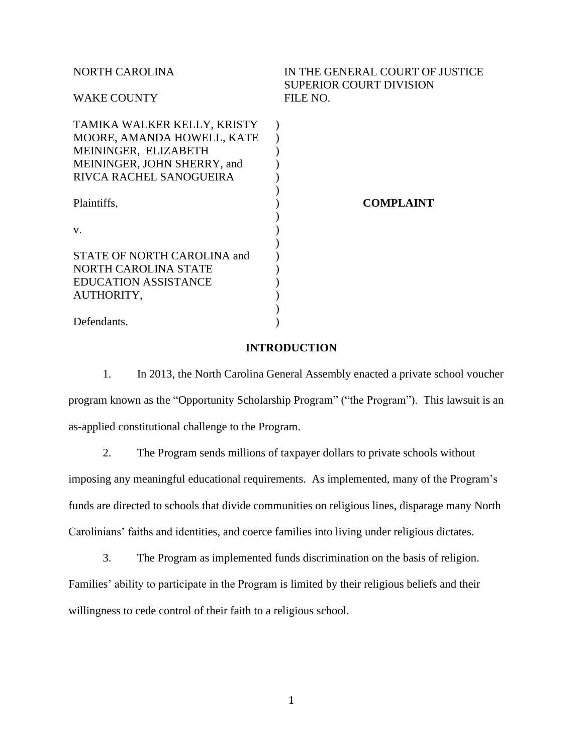NORTH CAROLINA

WAKE COUNTY

IN THE GENERAL COURT OF JUSTICE
SUPERIOR COURT DIVISION
FILE NO.

TAMIKA WALKER KELLY, KRISTY MOORE, AMANDA HOWELL, KATE MEININGER, ELIZABETH MEININGER, JOHN SHERRY, and RIVCA RACHEL SANOGUEIRA

Plaintiffs,

v.

STATE OF NORTH CAROLINA and NORTH CAROLINA STATE EDUCATION ASSISTANCE AUTHORITY,

Defendants.

**COMPLAINT**

## INTRODUCTION

1. In 2013, the North Carolina General Assembly enacted a private school voucher program known as the "Opportunity Scholarship Program" ("the Program"). This lawsuit is an as-applied constitutional challenge to the Program.

2. The Program sends millions of taxpayer dollars to private schools without imposing any meaningful educational requirements. As implemented, many of the Program's funds are directed to schools that divide communities on religious lines, disparage many North Carolinians' faiths and identities, and coerce families into living under religious dictates.

3. The Program as implemented funds discrimination on the basis of religion. Families' ability to participate in the Program is limited by their religious beliefs and their willingness to cede control of their faith to a religious school.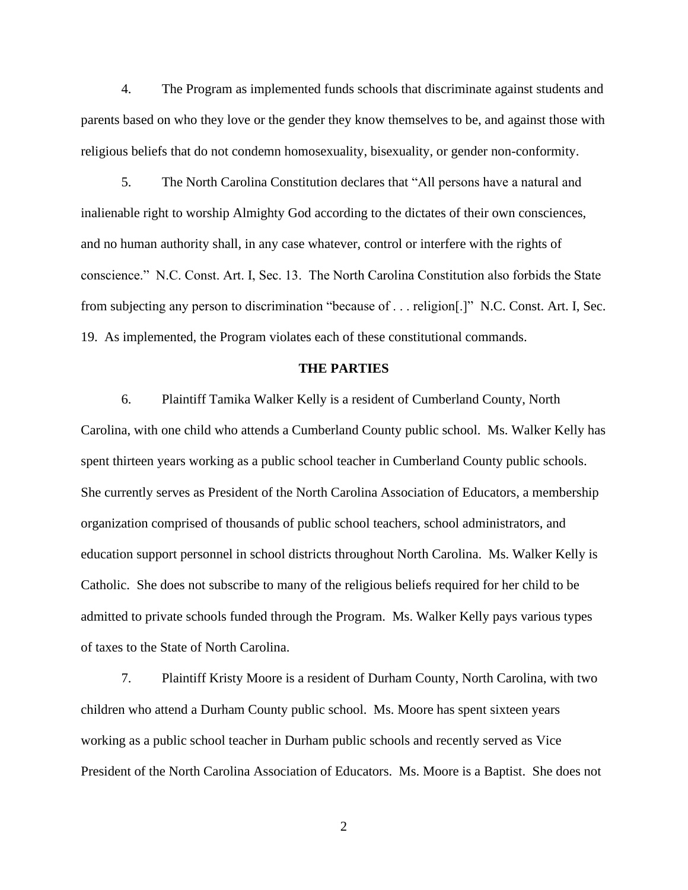4. The Program as implemented funds schools that discriminate against students and parents based on who they love or the gender they know themselves to be, and against those with religious beliefs that do not condemn homosexuality, bisexuality, or gender non-conformity.

5. The North Carolina Constitution declares that "All persons have a natural and inalienable right to worship Almighty God according to the dictates of their own consciences, and no human authority shall, in any case whatever, control or interfere with the rights of conscience." N.C. Const. Art. I, Sec. 13. The North Carolina Constitution also forbids the State from subjecting any person to discrimination "because of . . . religion[.]" N.C. Const. Art. I, Sec. 19. As implemented, the Program violates each of these constitutional commands.

**THE PARTIES**

6. Plaintiff Tamika Walker Kelly is a resident of Cumberland County, North Carolina, with one child who attends a Cumberland County public school. Ms. Walker Kelly has spent thirteen years working as a public school teacher in Cumberland County public schools. She currently serves as President of the North Carolina Association of Educators, a membership organization comprised of thousands of public school teachers, school administrators, and education support personnel in school districts throughout North Carolina. Ms. Walker Kelly is Catholic. She does not subscribe to many of the religious beliefs required for her child to be admitted to private schools funded through the Program. Ms. Walker Kelly pays various types of taxes to the State of North Carolina.

7. Plaintiff Kristy Moore is a resident of Durham County, North Carolina, with two children who attend a Durham County public school. Ms. Moore has spent sixteen years working as a public school teacher in Durham public schools and recently served as Vice President of the North Carolina Association of Educators. Ms. Moore is a Baptist. She does not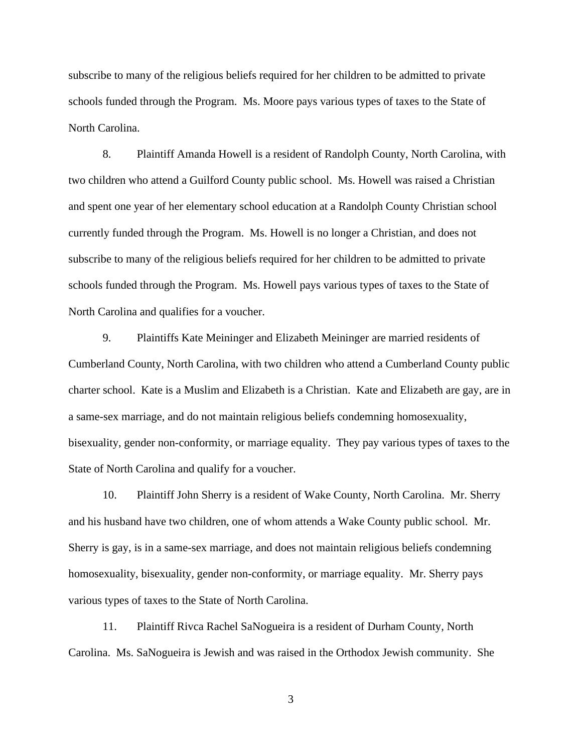subscribe to many of the religious beliefs required for her children to be admitted to private schools funded through the Program. Ms. Moore pays various types of taxes to the State of North Carolina.

8. Plaintiff Amanda Howell is a resident of Randolph County, North Carolina, with two children who attend a Guilford County public school. Ms. Howell was raised a Christian and spent one year of her elementary school education at a Randolph County Christian school currently funded through the Program. Ms. Howell is no longer a Christian, and does not subscribe to many of the religious beliefs required for her children to be admitted to private schools funded through the Program. Ms. Howell pays various types of taxes to the State of North Carolina and qualifies for a voucher.

9. Plaintiffs Kate Meininger and Elizabeth Meininger are married residents of Cumberland County, North Carolina, with two children who attend a Cumberland County public charter school. Kate is a Muslim and Elizabeth is a Christian. Kate and Elizabeth are gay, are in a same-sex marriage, and do not maintain religious beliefs condemning homosexuality, bisexuality, gender non-conformity, or marriage equality. They pay various types of taxes to the State of North Carolina and qualify for a voucher.

10. Plaintiff John Sherry is a resident of Wake County, North Carolina. Mr. Sherry and his husband have two children, one of whom attends a Wake County public school. Mr. Sherry is gay, is in a same-sex marriage, and does not maintain religious beliefs condemning homosexuality, bisexuality, gender non-conformity, or marriage equality. Mr. Sherry pays various types of taxes to the State of North Carolina.

11. Plaintiff Rivca Rachel SaNogueira is a resident of Durham County, North Carolina. Ms. SaNogueira is Jewish and was raised in the Orthodox Jewish community. She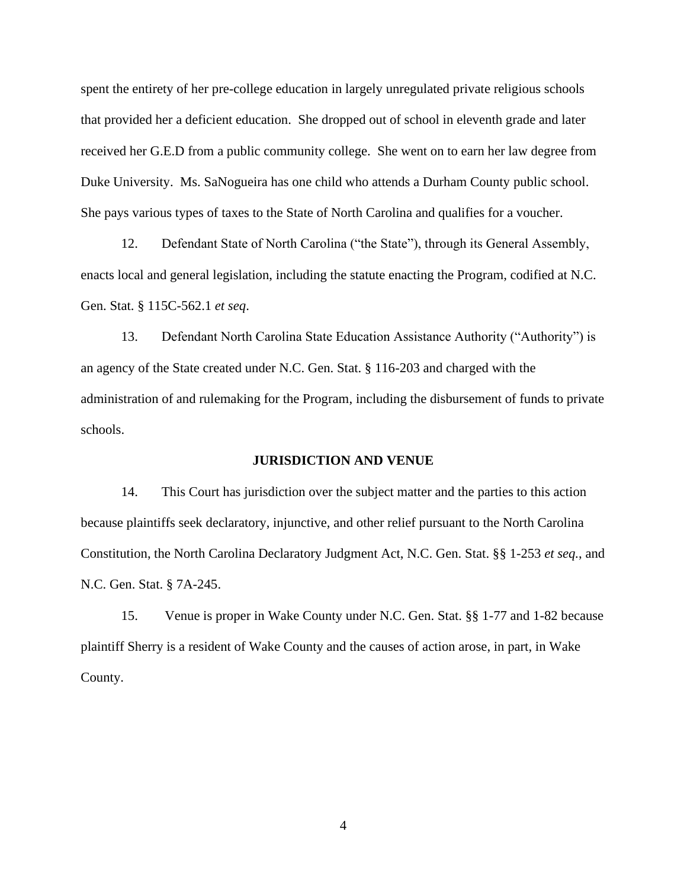spent the entirety of her pre-college education in largely unregulated private religious schools that provided her a deficient education. She dropped out of school in eleventh grade and later received her G.E.D from a public community college. She went on to earn her law degree from Duke University. Ms. SaNogueira has one child who attends a Durham County public school. She pays various types of taxes to the State of North Carolina and qualifies for a voucher.

12. Defendant State of North Carolina ("the State"), through its General Assembly, enacts local and general legislation, including the statute enacting the Program, codified at N.C. Gen. Stat. § 115C-562.1 *et seq*.

13. Defendant North Carolina State Education Assistance Authority ("Authority") is an agency of the State created under N.C. Gen. Stat. § 116-203 and charged with the administration of and rulemaking for the Program, including the disbursement of funds to private schools.

**JURISDICTION AND VENUE**

14. This Court has jurisdiction over the subject matter and the parties to this action because plaintiffs seek declaratory, injunctive, and other relief pursuant to the North Carolina Constitution, the North Carolina Declaratory Judgment Act, N.C. Gen. Stat. §§ 1-253 *et seq.*, and N.C. Gen. Stat. § 7A-245.

15. Venue is proper in Wake County under N.C. Gen. Stat. §§ 1-77 and 1-82 because plaintiff Sherry is a resident of Wake County and the causes of action arose, in part, in Wake County.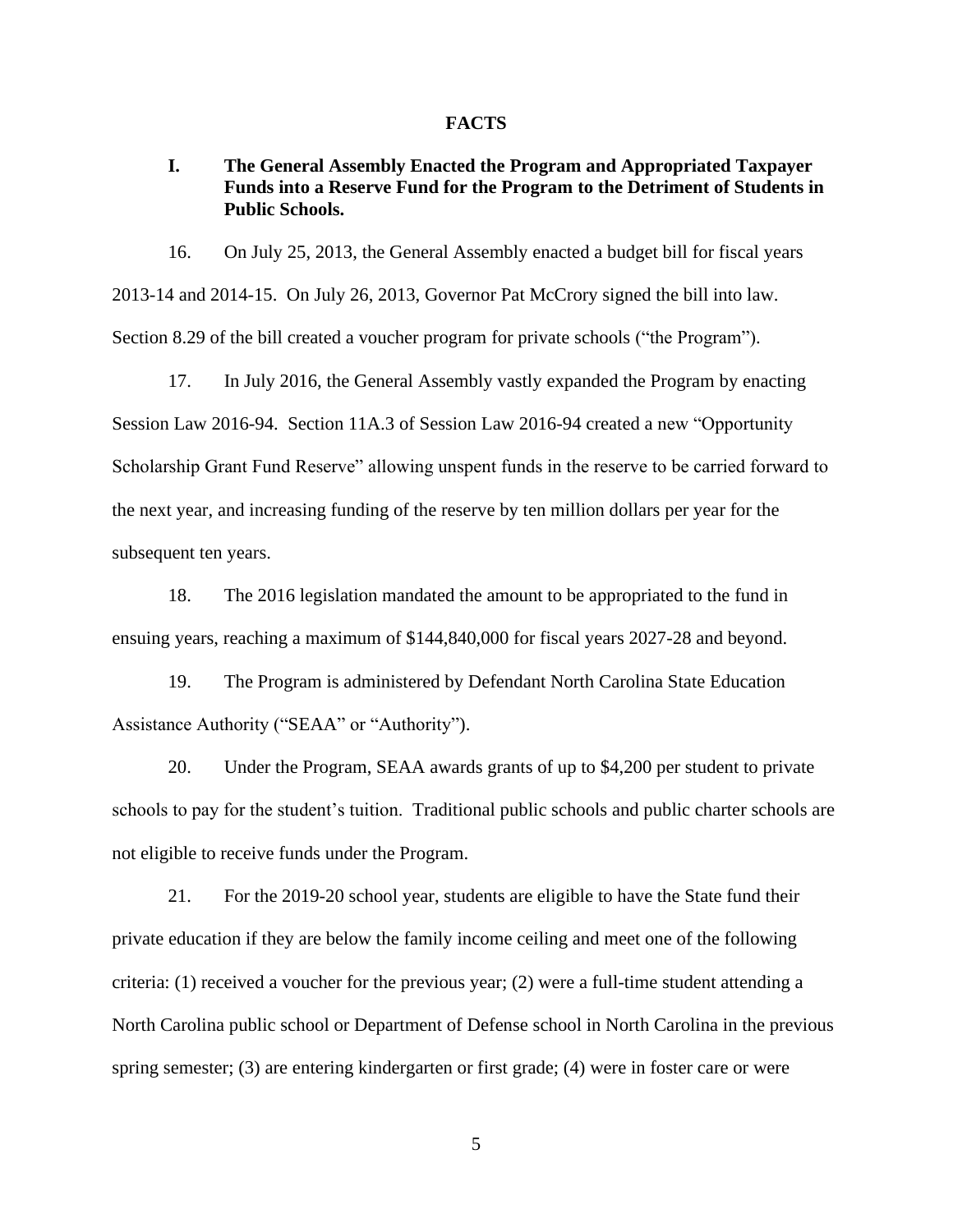## FACTS

### I. The General Assembly Enacted the Program and Appropriated Taxpayer Funds into a Reserve Fund for the Program to the Detriment of Students in Public Schools.

16. On July 25, 2013, the General Assembly enacted a budget bill for fiscal years 2013-14 and 2014-15. On July 26, 2013, Governor Pat McCrory signed the bill into law. Section 8.29 of the bill created a voucher program for private schools ("the Program").

17. In July 2016, the General Assembly vastly expanded the Program by enacting Session Law 2016-94. Section 11A.3 of Session Law 2016-94 created a new "Opportunity Scholarship Grant Fund Reserve" allowing unspent funds in the reserve to be carried forward to the next year, and increasing funding of the reserve by ten million dollars per year for the subsequent ten years.

18. The 2016 legislation mandated the amount to be appropriated to the fund in ensuing years, reaching a maximum of $144,840,000 for fiscal years 2027-28 and beyond.

19. The Program is administered by Defendant North Carolina State Education Assistance Authority ("SEAA" or "Authority").

20. Under the Program, SEAA awards grants of up to $4,200 per student to private schools to pay for the student's tuition. Traditional public schools and public charter schools are not eligible to receive funds under the Program.

21. For the 2019-20 school year, students are eligible to have the State fund their private education if they are below the family income ceiling and meet one of the following criteria: (1) received a voucher for the previous year; (2) were a full-time student attending a North Carolina public school or Department of Defense school in North Carolina in the previous spring semester; (3) are entering kindergarten or first grade; (4) were in foster care or were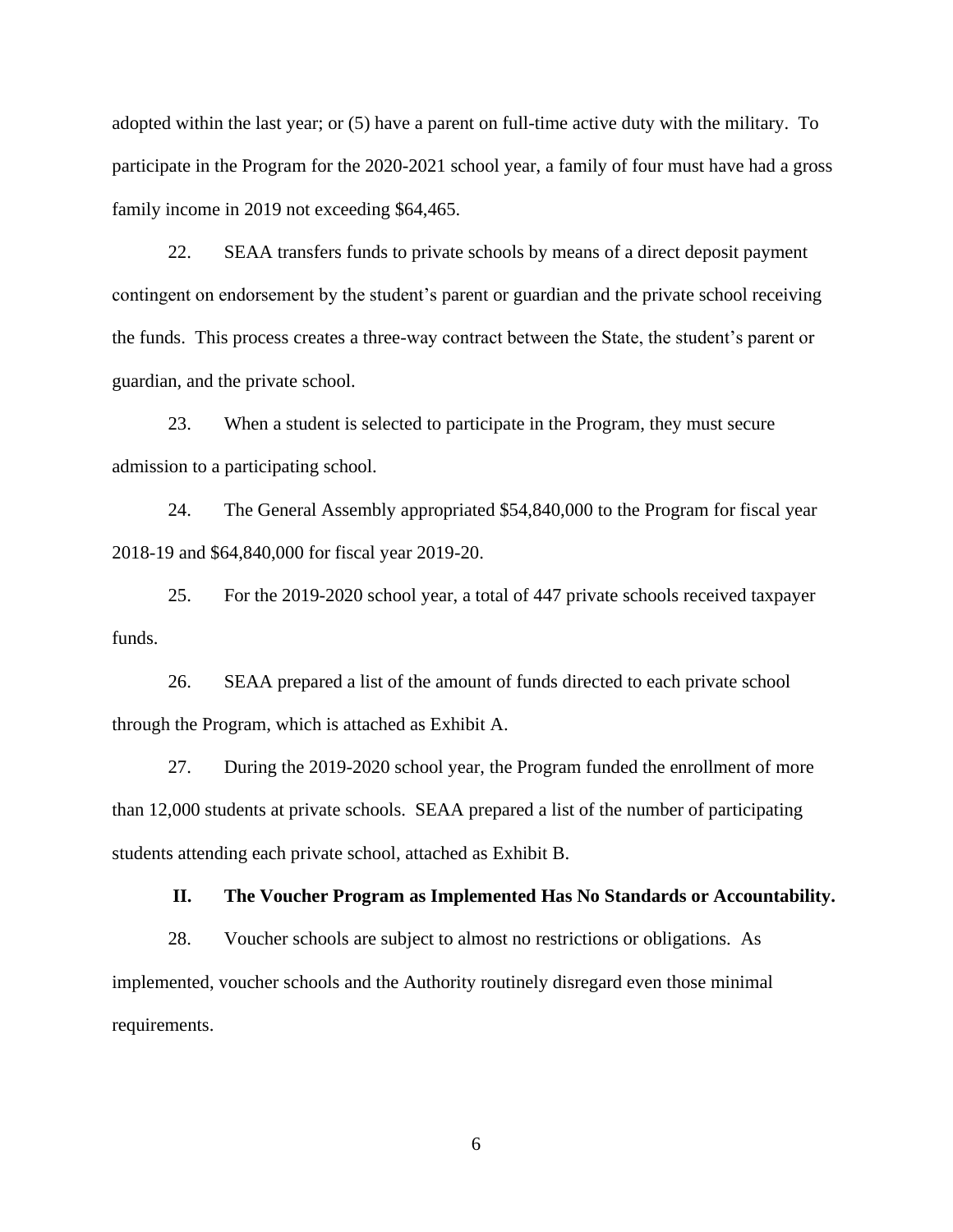adopted within the last year; or (5) have a parent on full-time active duty with the military. To participate in the Program for the 2020-2021 school year, a family of four must have had a gross family income in 2019 not exceeding $64,465.

22. SEAA transfers funds to private schools by means of a direct deposit payment contingent on endorsement by the student's parent or guardian and the private school receiving the funds. This process creates a three-way contract between the State, the student's parent or guardian, and the private school.

23. When a student is selected to participate in the Program, they must secure admission to a participating school.

24. The General Assembly appropriated $54,840,000 to the Program for fiscal year 2018-19 and $64,840,000 for fiscal year 2019-20.

25. For the 2019-2020 school year, a total of 447 private schools received taxpayer funds.

26. SEAA prepared a list of the amount of funds directed to each private school through the Program, which is attached as Exhibit A.

27. During the 2019-2020 school year, the Program funded the enrollment of more than 12,000 students at private schools. SEAA prepared a list of the number of participating students attending each private school, attached as Exhibit B.

## II. The Voucher Program as Implemented Has No Standards or Accountability.

28. Voucher schools are subject to almost no restrictions or obligations. As implemented, voucher schools and the Authority routinely disregard even those minimal requirements.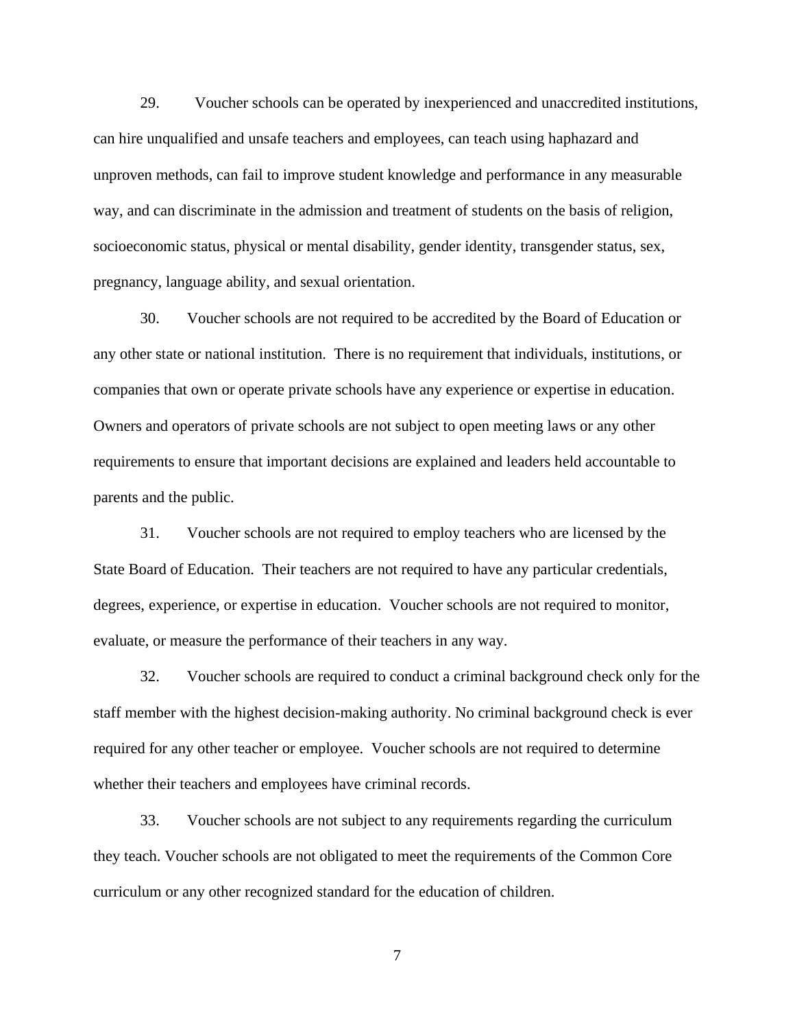29. Voucher schools can be operated by inexperienced and unaccredited institutions, can hire unqualified and unsafe teachers and employees, can teach using haphazard and unproven methods, can fail to improve student knowledge and performance in any measurable way, and can discriminate in the admission and treatment of students on the basis of religion, socioeconomic status, physical or mental disability, gender identity, transgender status, sex, pregnancy, language ability, and sexual orientation.

30. Voucher schools are not required to be accredited by the Board of Education or any other state or national institution. There is no requirement that individuals, institutions, or companies that own or operate private schools have any experience or expertise in education. Owners and operators of private schools are not subject to open meeting laws or any other requirements to ensure that important decisions are explained and leaders held accountable to parents and the public.

31. Voucher schools are not required to employ teachers who are licensed by the State Board of Education. Their teachers are not required to have any particular credentials, degrees, experience, or expertise in education. Voucher schools are not required to monitor, evaluate, or measure the performance of their teachers in any way.

32. Voucher schools are required to conduct a criminal background check only for the staff member with the highest decision-making authority. No criminal background check is ever required for any other teacher or employee. Voucher schools are not required to determine whether their teachers and employees have criminal records.

33. Voucher schools are not subject to any requirements regarding the curriculum they teach. Voucher schools are not obligated to meet the requirements of the Common Core curriculum or any other recognized standard for the education of children.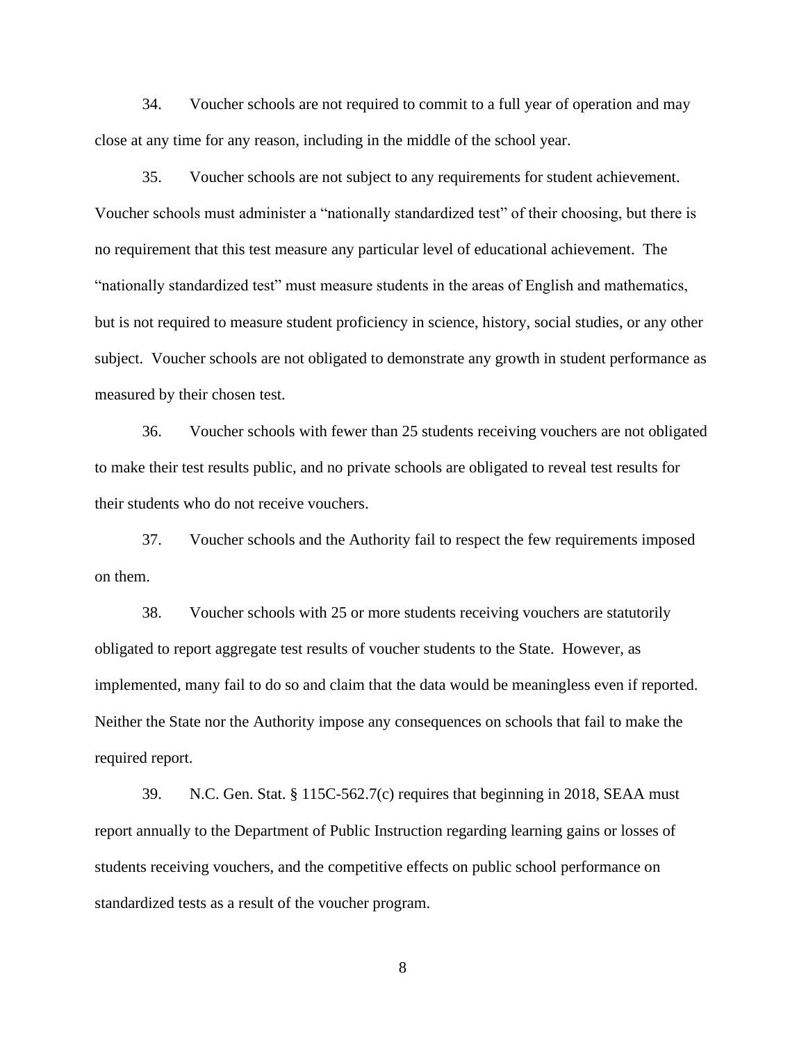34. Voucher schools are not required to commit to a full year of operation and may close at any time for any reason, including in the middle of the school year.

35. Voucher schools are not subject to any requirements for student achievement. Voucher schools must administer a "nationally standardized test" of their choosing, but there is no requirement that this test measure any particular level of educational achievement. The "nationally standardized test" must measure students in the areas of English and mathematics, but is not required to measure student proficiency in science, history, social studies, or any other subject. Voucher schools are not obligated to demonstrate any growth in student performance as measured by their chosen test.

36. Voucher schools with fewer than 25 students receiving vouchers are not obligated to make their test results public, and no private schools are obligated to reveal test results for their students who do not receive vouchers.

37. Voucher schools and the Authority fail to respect the few requirements imposed on them.

38. Voucher schools with 25 or more students receiving vouchers are statutorily obligated to report aggregate test results of voucher students to the State. However, as implemented, many fail to do so and claim that the data would be meaningless even if reported. Neither the State nor the Authority impose any consequences on schools that fail to make the required report.

39. N.C. Gen. Stat. § 115C-562.7(c) requires that beginning in 2018, SEAA must report annually to the Department of Public Instruction regarding learning gains or losses of students receiving vouchers, and the competitive effects on public school performance on standardized tests as a result of the voucher program.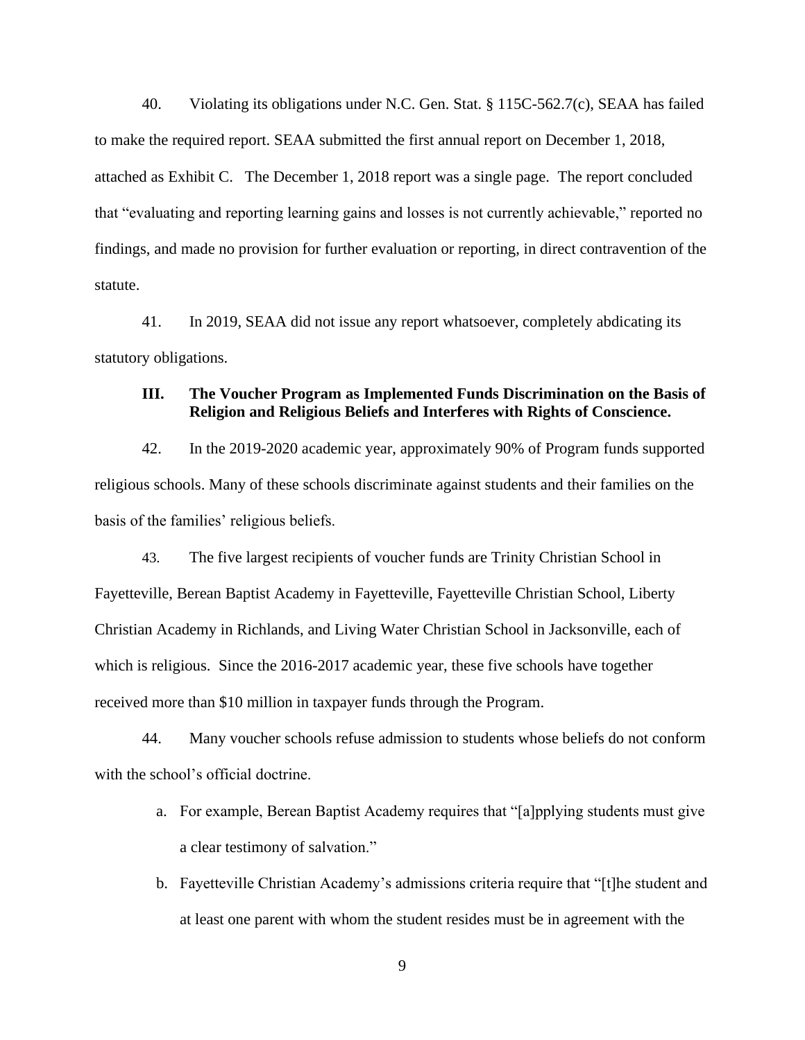40. Violating its obligations under N.C. Gen. Stat. § 115C-562.7(c), SEAA has failed to make the required report. SEAA submitted the first annual report on December 1, 2018, attached as Exhibit C. The December 1, 2018 report was a single page. The report concluded that "evaluating and reporting learning gains and losses is not currently achievable," reported no findings, and made no provision for further evaluation or reporting, in direct contravention of the statute.

41. In 2019, SEAA did not issue any report whatsoever, completely abdicating its statutory obligations.

### III. The Voucher Program as Implemented Funds Discrimination on the Basis of Religion and Religious Beliefs and Interferes with Rights of Conscience.

42. In the 2019-2020 academic year, approximately 90% of Program funds supported religious schools. Many of these schools discriminate against students and their families on the basis of the families' religious beliefs.

43. The five largest recipients of voucher funds are Trinity Christian School in Fayetteville, Berean Baptist Academy in Fayetteville, Fayetteville Christian School, Liberty Christian Academy in Richlands, and Living Water Christian School in Jacksonville, each of which is religious. Since the 2016-2017 academic year, these five schools have together received more than $10 million in taxpayer funds through the Program.

44. Many voucher schools refuse admission to students whose beliefs do not conform with the school's official doctrine.

a. For example, Berean Baptist Academy requires that "[a]pplying students must give a clear testimony of salvation."

b. Fayetteville Christian Academy's admissions criteria require that "[t]he student and at least one parent with whom the student resides must be in agreement with the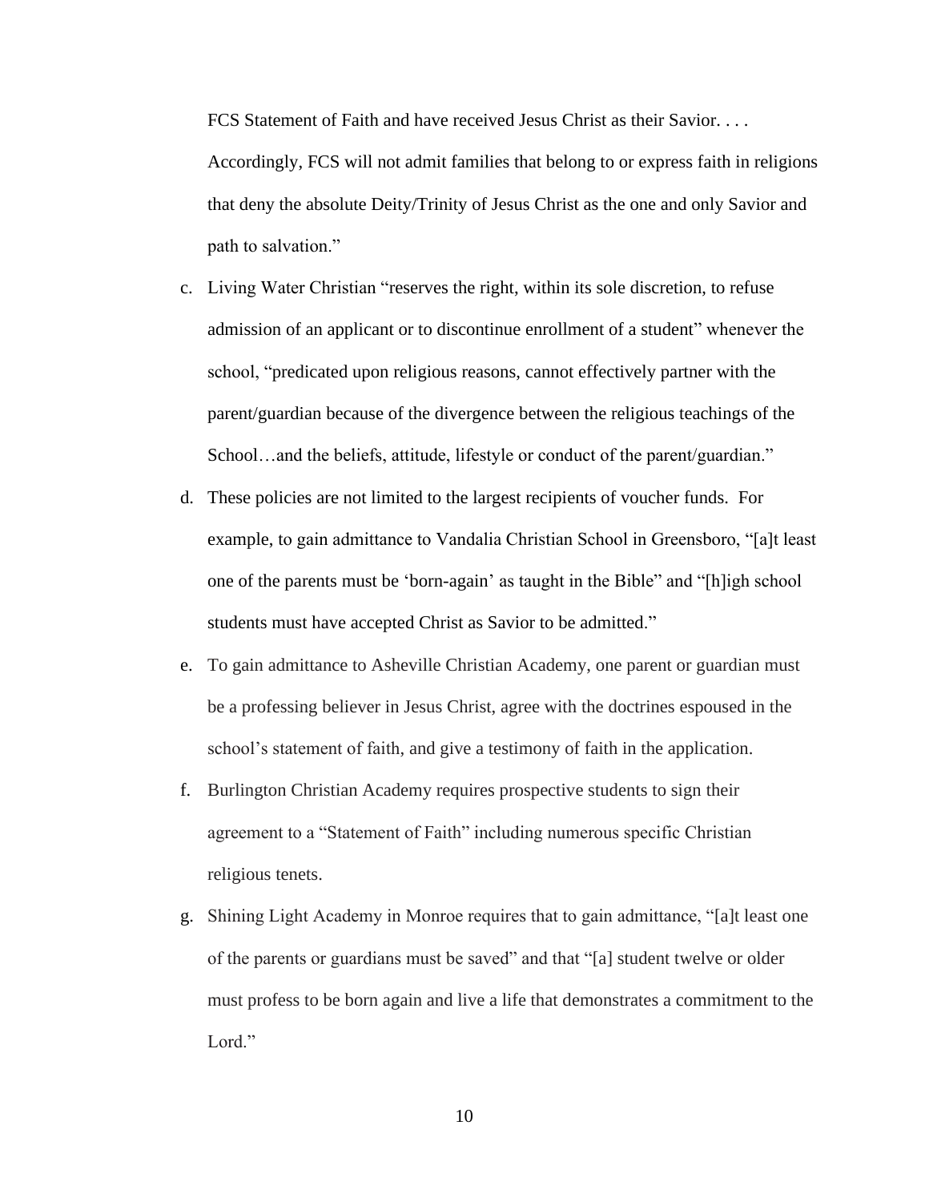FCS Statement of Faith and have received Jesus Christ as their Savior. . . . Accordingly, FCS will not admit families that belong to or express faith in religions that deny the absolute Deity/Trinity of Jesus Christ as the one and only Savior and path to salvation."

c. Living Water Christian "reserves the right, within its sole discretion, to refuse admission of an applicant or to discontinue enrollment of a student" whenever the school, "predicated upon religious reasons, cannot effectively partner with the parent/guardian because of the divergence between the religious teachings of the School…and the beliefs, attitude, lifestyle or conduct of the parent/guardian."

d. These policies are not limited to the largest recipients of voucher funds. For example, to gain admittance to Vandalia Christian School in Greensboro, "[a]t least one of the parents must be 'born-again' as taught in the Bible" and "[h]igh school students must have accepted Christ as Savior to be admitted."

e. To gain admittance to Asheville Christian Academy, one parent or guardian must be a professing believer in Jesus Christ, agree with the doctrines espoused in the school's statement of faith, and give a testimony of faith in the application.

f. Burlington Christian Academy requires prospective students to sign their agreement to a "Statement of Faith" including numerous specific Christian religious tenets.

g. Shining Light Academy in Monroe requires that to gain admittance, "[a]t least one of the parents or guardians must be saved" and that "[a] student twelve or older must profess to be born again and live a life that demonstrates a commitment to the Lord."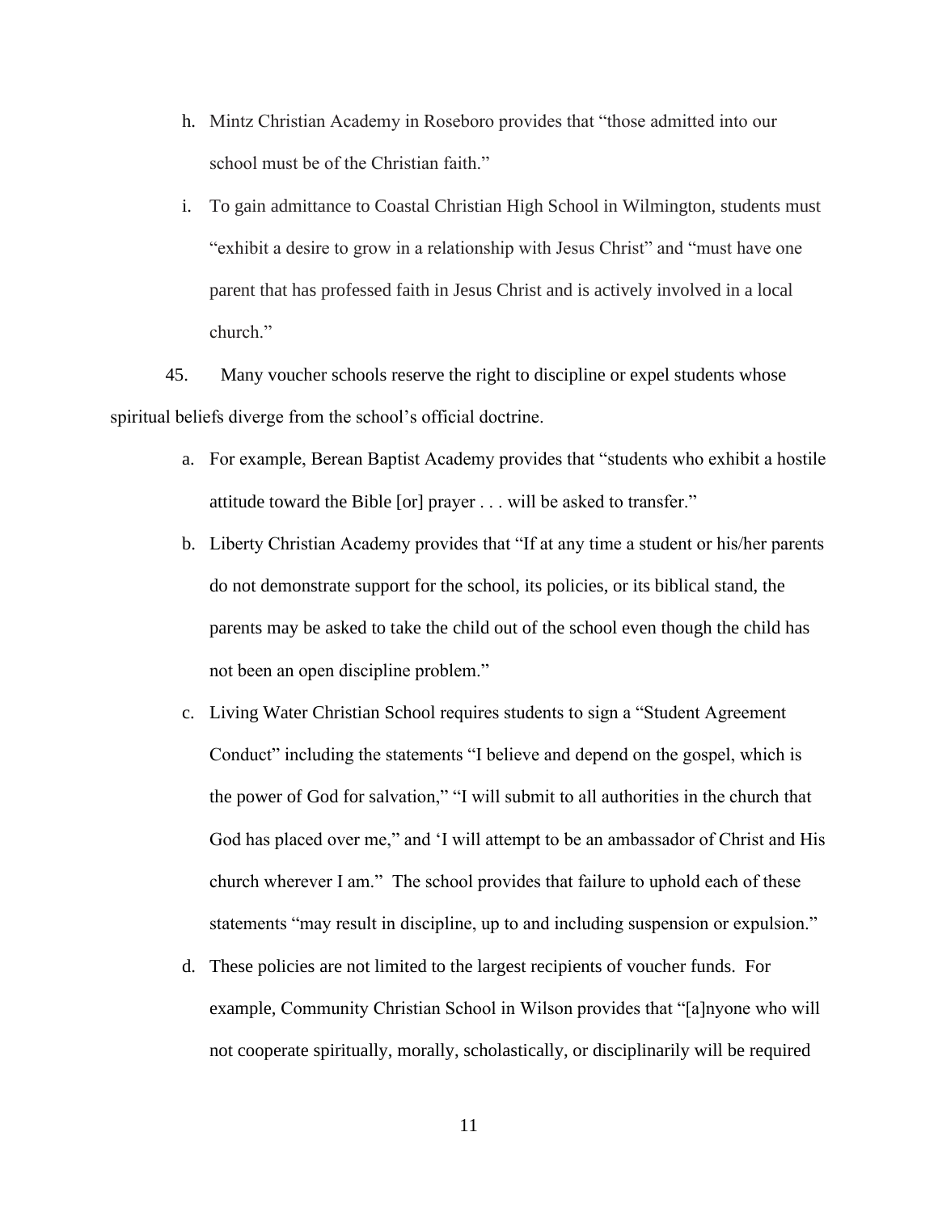h. Mintz Christian Academy in Roseboro provides that "those admitted into our school must be of the Christian faith."

i. To gain admittance to Coastal Christian High School in Wilmington, students must "exhibit a desire to grow in a relationship with Jesus Christ" and "must have one parent that has professed faith in Jesus Christ and is actively involved in a local church."

45. Many voucher schools reserve the right to discipline or expel students whose spiritual beliefs diverge from the school's official doctrine.

a. For example, Berean Baptist Academy provides that "students who exhibit a hostile attitude toward the Bible [or] prayer . . . will be asked to transfer."

b. Liberty Christian Academy provides that "If at any time a student or his/her parents do not demonstrate support for the school, its policies, or its biblical stand, the parents may be asked to take the child out of the school even though the child has not been an open discipline problem."

c. Living Water Christian School requires students to sign a "Student Agreement Conduct" including the statements "I believe and depend on the gospel, which is the power of God for salvation," "I will submit to all authorities in the church that God has placed over me," and 'I will attempt to be an ambassador of Christ and His church wherever I am." The school provides that failure to uphold each of these statements "may result in discipline, up to and including suspension or expulsion."

d. These policies are not limited to the largest recipients of voucher funds. For example, Community Christian School in Wilson provides that "[a]nyone who will not cooperate spiritually, morally, scholastically, or disciplinarily will be required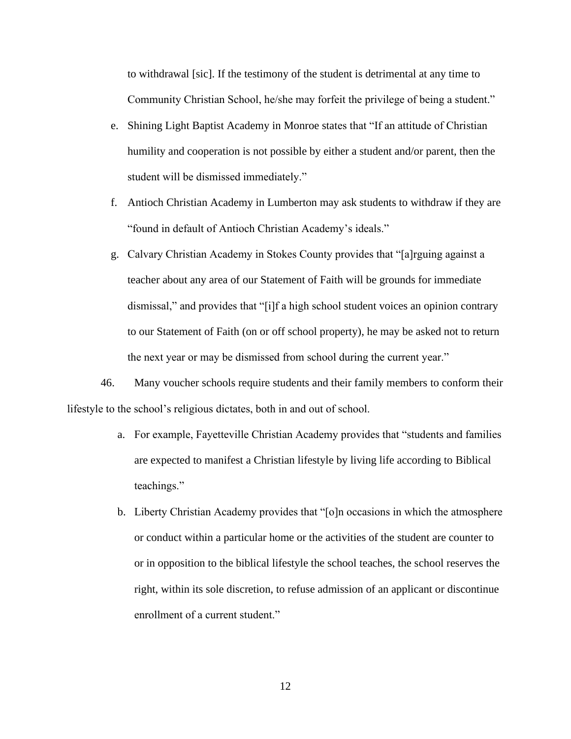to withdrawal [sic]. If the testimony of the student is detrimental at any time to Community Christian School, he/she may forfeit the privilege of being a student."

e. Shining Light Baptist Academy in Monroe states that "If an attitude of Christian humility and cooperation is not possible by either a student and/or parent, then the student will be dismissed immediately."

f. Antioch Christian Academy in Lumberton may ask students to withdraw if they are "found in default of Antioch Christian Academy's ideals."

g. Calvary Christian Academy in Stokes County provides that "[a]rguing against a teacher about any area of our Statement of Faith will be grounds for immediate dismissal," and provides that "[i]f a high school student voices an opinion contrary to our Statement of Faith (on or off school property), he may be asked not to return the next year or may be dismissed from school during the current year."

46. Many voucher schools require students and their family members to conform their lifestyle to the school's religious dictates, both in and out of school.

a. For example, Fayetteville Christian Academy provides that "students and families are expected to manifest a Christian lifestyle by living life according to Biblical teachings."

b. Liberty Christian Academy provides that "[o]n occasions in which the atmosphere or conduct within a particular home or the activities of the student are counter to or in opposition to the biblical lifestyle the school teaches, the school reserves the right, within its sole discretion, to refuse admission of an applicant or discontinue enrollment of a current student."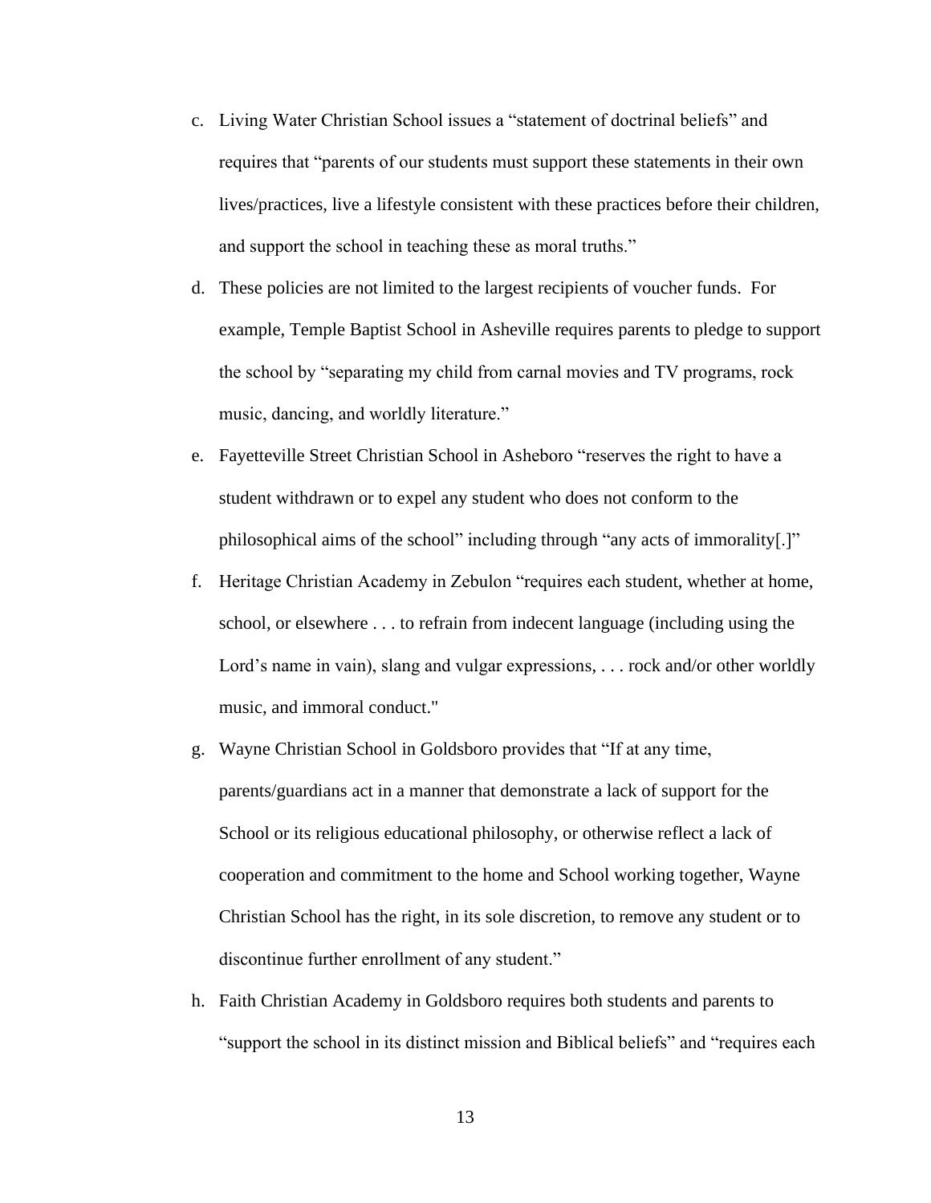c. Living Water Christian School issues a "statement of doctrinal beliefs" and requires that "parents of our students must support these statements in their own lives/practices, live a lifestyle consistent with these practices before their children, and support the school in teaching these as moral truths."

d. These policies are not limited to the largest recipients of voucher funds. For example, Temple Baptist School in Asheville requires parents to pledge to support the school by "separating my child from carnal movies and TV programs, rock music, dancing, and worldly literature."

e. Fayetteville Street Christian School in Asheboro "reserves the right to have a student withdrawn or to expel any student who does not conform to the philosophical aims of the school" including through "any acts of immorality[.]"

f. Heritage Christian Academy in Zebulon "requires each student, whether at home, school, or elsewhere . . . to refrain from indecent language (including using the Lord's name in vain), slang and vulgar expressions, . . . rock and/or other worldly music, and immoral conduct."

g. Wayne Christian School in Goldsboro provides that "If at any time, parents/guardians act in a manner that demonstrate a lack of support for the School or its religious educational philosophy, or otherwise reflect a lack of cooperation and commitment to the home and School working together, Wayne Christian School has the right, in its sole discretion, to remove any student or to discontinue further enrollment of any student."

h. Faith Christian Academy in Goldsboro requires both students and parents to "support the school in its distinct mission and Biblical beliefs" and "requires each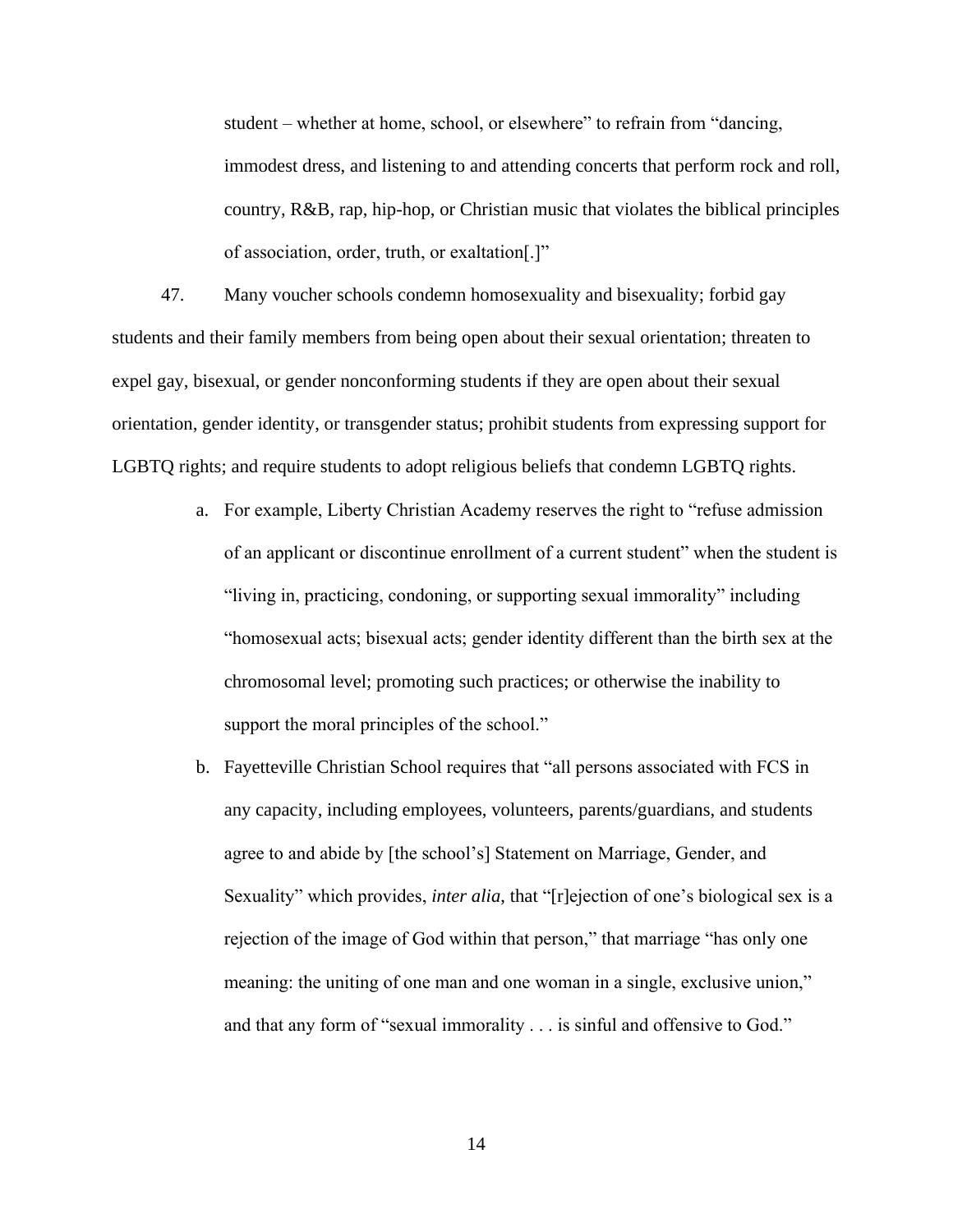student – whether at home, school, or elsewhere" to refrain from "dancing, immodest dress, and listening to and attending concerts that perform rock and roll, country, R&B, rap, hip-hop, or Christian music that violates the biblical principles of association, order, truth, or exaltation[.]"

47. Many voucher schools condemn homosexuality and bisexuality; forbid gay students and their family members from being open about their sexual orientation; threaten to expel gay, bisexual, or gender nonconforming students if they are open about their sexual orientation, gender identity, or transgender status; prohibit students from expressing support for LGBTQ rights; and require students to adopt religious beliefs that condemn LGBTQ rights.

a. For example, Liberty Christian Academy reserves the right to "refuse admission of an applicant or discontinue enrollment of a current student" when the student is "living in, practicing, condoning, or supporting sexual immorality" including "homosexual acts; bisexual acts; gender identity different than the birth sex at the chromosomal level; promoting such practices; or otherwise the inability to support the moral principles of the school."

b. Fayetteville Christian School requires that "all persons associated with FCS in any capacity, including employees, volunteers, parents/guardians, and students agree to and abide by [the school's] Statement on Marriage, Gender, and Sexuality" which provides, *inter alia*, that "[r]ejection of one's biological sex is a rejection of the image of God within that person," that marriage "has only one meaning: the uniting of one man and one woman in a single, exclusive union," and that any form of "sexual immorality . . . is sinful and offensive to God."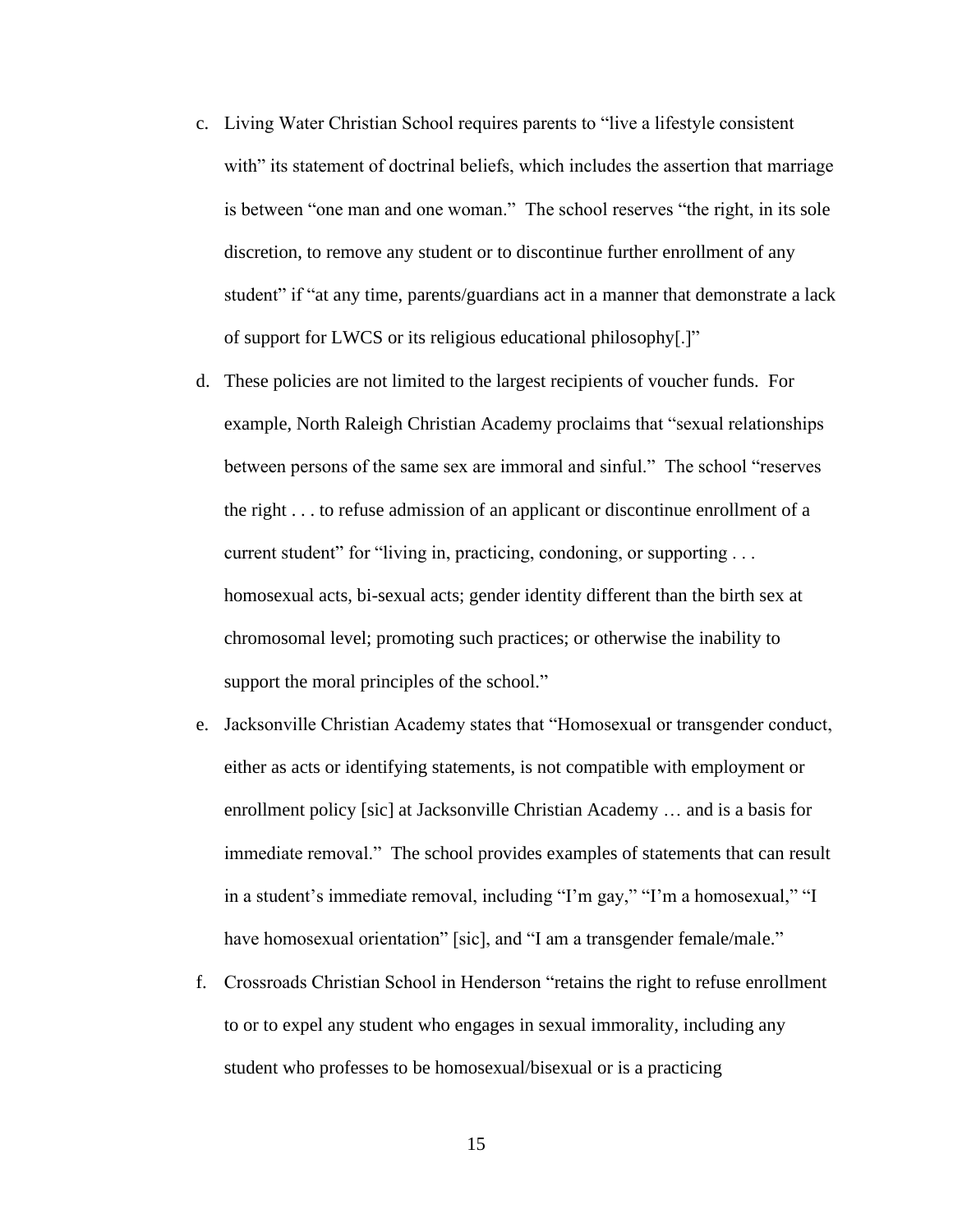c. Living Water Christian School requires parents to "live a lifestyle consistent with" its statement of doctrinal beliefs, which includes the assertion that marriage is between "one man and one woman." The school reserves "the right, in its sole discretion, to remove any student or to discontinue further enrollment of any student" if "at any time, parents/guardians act in a manner that demonstrate a lack of support for LWCS or its religious educational philosophy[.]"

d. These policies are not limited to the largest recipients of voucher funds. For example, North Raleigh Christian Academy proclaims that "sexual relationships between persons of the same sex are immoral and sinful." The school "reserves the right . . . to refuse admission of an applicant or discontinue enrollment of a current student" for "living in, practicing, condoning, or supporting . . . homosexual acts, bi-sexual acts; gender identity different than the birth sex at chromosomal level; promoting such practices; or otherwise the inability to support the moral principles of the school."

e. Jacksonville Christian Academy states that "Homosexual or transgender conduct, either as acts or identifying statements, is not compatible with employment or enrollment policy [sic] at Jacksonville Christian Academy … and is a basis for immediate removal." The school provides examples of statements that can result in a student's immediate removal, including "I'm gay," "I'm a homosexual," "I have homosexual orientation" [sic], and "I am a transgender female/male."

f. Crossroads Christian School in Henderson "retains the right to refuse enrollment to or to expel any student who engages in sexual immorality, including any student who professes to be homosexual/bisexual or is a practicing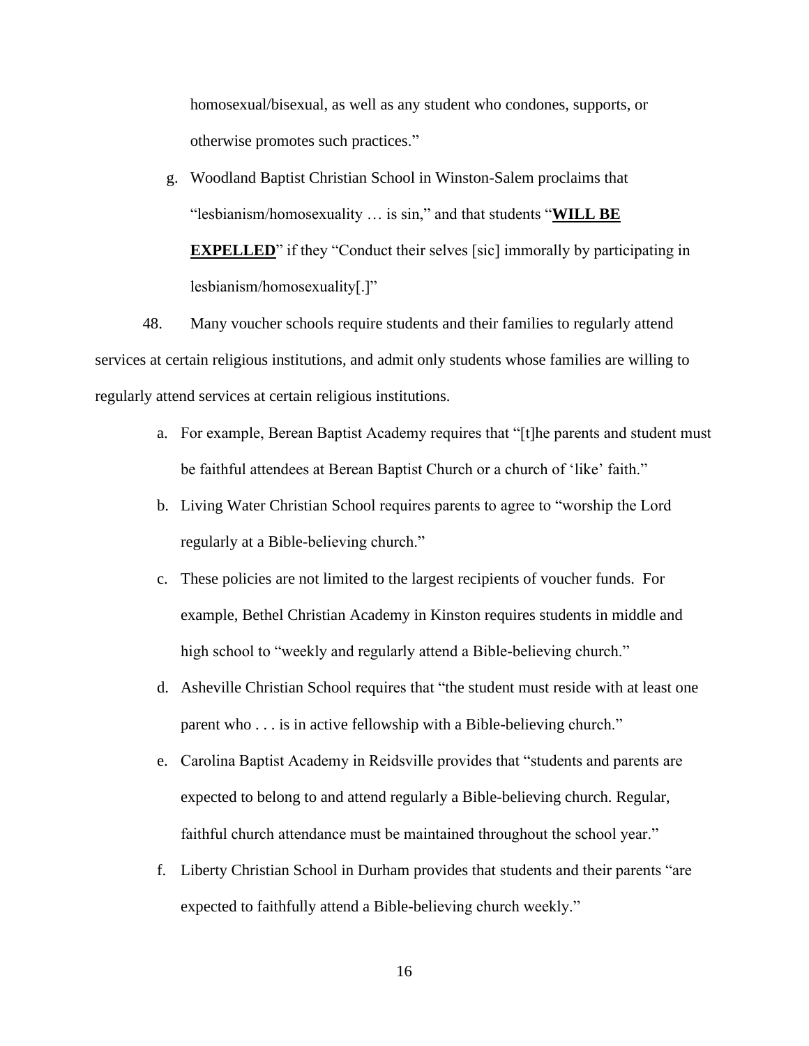homosexual/bisexual, as well as any student who condones, supports, or otherwise promotes such practices."

g. Woodland Baptist Christian School in Winston-Salem proclaims that "lesbianism/homosexuality … is sin," and that students "**WILL BE EXPELLED**" if they "Conduct their selves [sic] immorally by participating in lesbianism/homosexuality[.]"

48. Many voucher schools require students and their families to regularly attend services at certain religious institutions, and admit only students whose families are willing to regularly attend services at certain religious institutions.

a. For example, Berean Baptist Academy requires that "[t]he parents and student must be faithful attendees at Berean Baptist Church or a church of 'like' faith."

b. Living Water Christian School requires parents to agree to "worship the Lord regularly at a Bible-believing church."

c. These policies are not limited to the largest recipients of voucher funds. For example, Bethel Christian Academy in Kinston requires students in middle and high school to "weekly and regularly attend a Bible-believing church."

d. Asheville Christian School requires that "the student must reside with at least one parent who . . . is in active fellowship with a Bible-believing church."

e. Carolina Baptist Academy in Reidsville provides that "students and parents are expected to belong to and attend regularly a Bible-believing church. Regular, faithful church attendance must be maintained throughout the school year."

f. Liberty Christian School in Durham provides that students and their parents "are expected to faithfully attend a Bible-believing church weekly."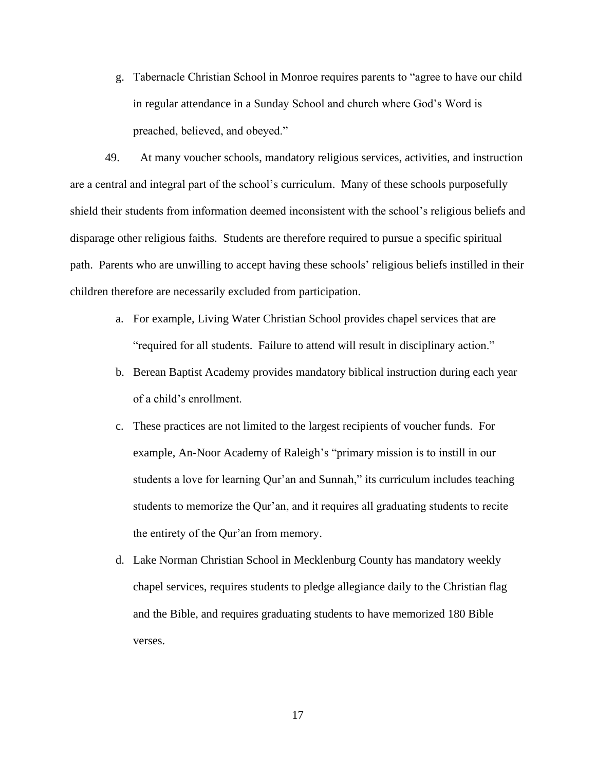g. Tabernacle Christian School in Monroe requires parents to "agree to have our child in regular attendance in a Sunday School and church where God's Word is preached, believed, and obeyed."

49. At many voucher schools, mandatory religious services, activities, and instruction are a central and integral part of the school's curriculum. Many of these schools purposefully shield their students from information deemed inconsistent with the school's religious beliefs and disparage other religious faiths. Students are therefore required to pursue a specific spiritual path. Parents who are unwilling to accept having these schools' religious beliefs instilled in their children therefore are necessarily excluded from participation.

a. For example, Living Water Christian School provides chapel services that are "required for all students. Failure to attend will result in disciplinary action."

b. Berean Baptist Academy provides mandatory biblical instruction during each year of a child's enrollment.

c. These practices are not limited to the largest recipients of voucher funds. For example, An-Noor Academy of Raleigh's "primary mission is to instill in our students a love for learning Qur'an and Sunnah," its curriculum includes teaching students to memorize the Qur'an, and it requires all graduating students to recite the entirety of the Qur'an from memory.

d. Lake Norman Christian School in Mecklenburg County has mandatory weekly chapel services, requires students to pledge allegiance daily to the Christian flag and the Bible, and requires graduating students to have memorized 180 Bible verses.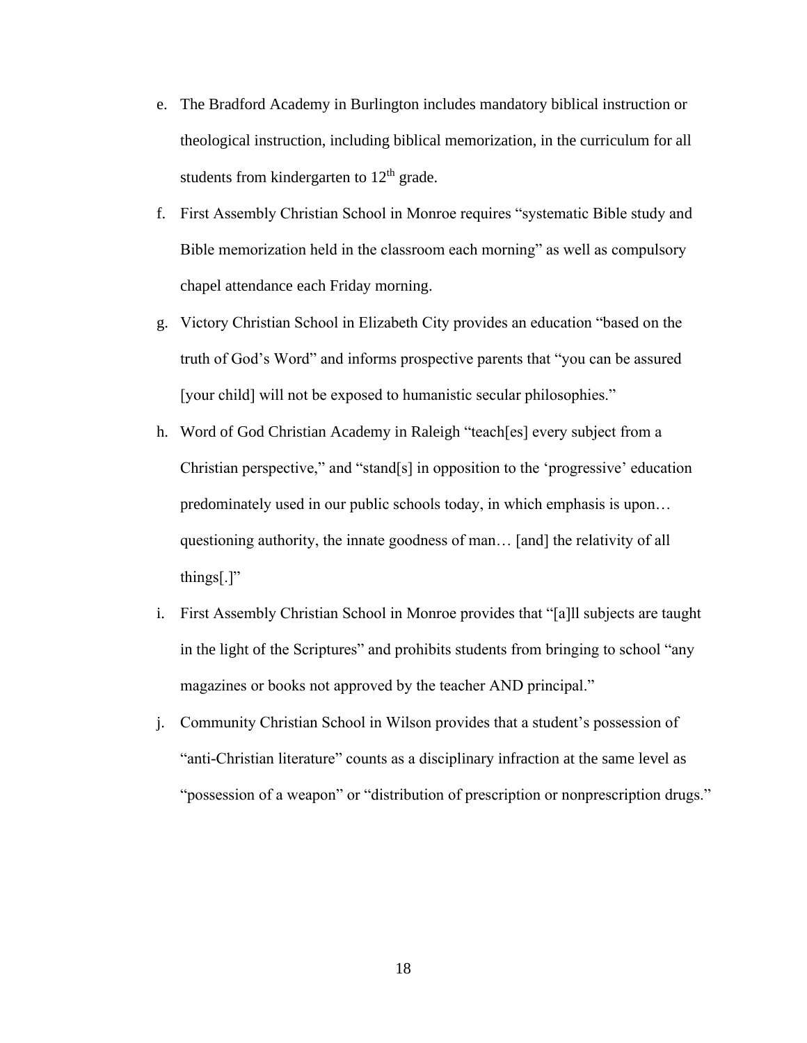e. The Bradford Academy in Burlington includes mandatory biblical instruction or theological instruction, including biblical memorization, in the curriculum for all students from kindergarten to 12th grade.

f. First Assembly Christian School in Monroe requires "systematic Bible study and Bible memorization held in the classroom each morning" as well as compulsory chapel attendance each Friday morning.

g. Victory Christian School in Elizabeth City provides an education "based on the truth of God's Word" and informs prospective parents that "you can be assured [your child] will not be exposed to humanistic secular philosophies."

h. Word of God Christian Academy in Raleigh "teach[es] every subject from a Christian perspective," and "stand[s] in opposition to the 'progressive' education predominately used in our public schools today, in which emphasis is upon… questioning authority, the innate goodness of man… [and] the relativity of all things[.]"

i. First Assembly Christian School in Monroe provides that "[a]ll subjects are taught in the light of the Scriptures" and prohibits students from bringing to school "any magazines or books not approved by the teacher AND principal."

j. Community Christian School in Wilson provides that a student's possession of "anti-Christian literature" counts as a disciplinary infraction at the same level as "possession of a weapon" or "distribution of prescription or nonprescription drugs."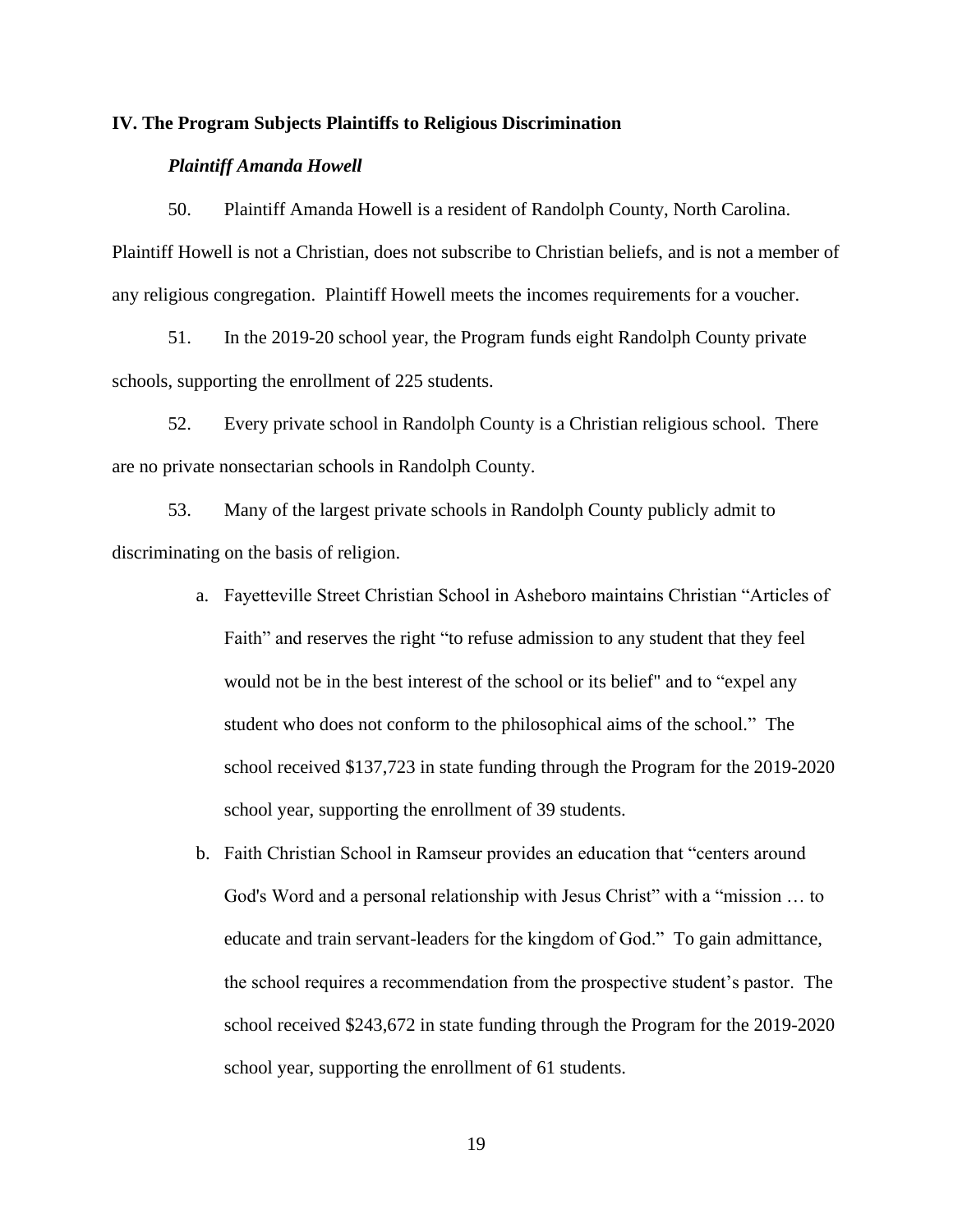### IV. The Program Subjects Plaintiffs to Religious Discrimination

***Plaintiff Amanda Howell***

50. Plaintiff Amanda Howell is a resident of Randolph County, North Carolina. Plaintiff Howell is not a Christian, does not subscribe to Christian beliefs, and is not a member of any religious congregation. Plaintiff Howell meets the incomes requirements for a voucher.

51. In the 2019-20 school year, the Program funds eight Randolph County private schools, supporting the enrollment of 225 students.

52. Every private school in Randolph County is a Christian religious school. There are no private nonsectarian schools in Randolph County.

53. Many of the largest private schools in Randolph County publicly admit to discriminating on the basis of religion.

   a. Fayetteville Street Christian School in Asheboro maintains Christian "Articles of Faith" and reserves the right "to refuse admission to any student that they feel would not be in the best interest of the school or its belief" and to "expel any student who does not conform to the philosophical aims of the school." The school received $137,723 in state funding through the Program for the 2019-2020 school year, supporting the enrollment of 39 students.

   b. Faith Christian School in Ramseur provides an education that "centers around God's Word and a personal relationship with Jesus Christ" with a "mission … to educate and train servant-leaders for the kingdom of God." To gain admittance, the school requires a recommendation from the prospective student's pastor. The school received $243,672 in state funding through the Program for the 2019-2020 school year, supporting the enrollment of 61 students.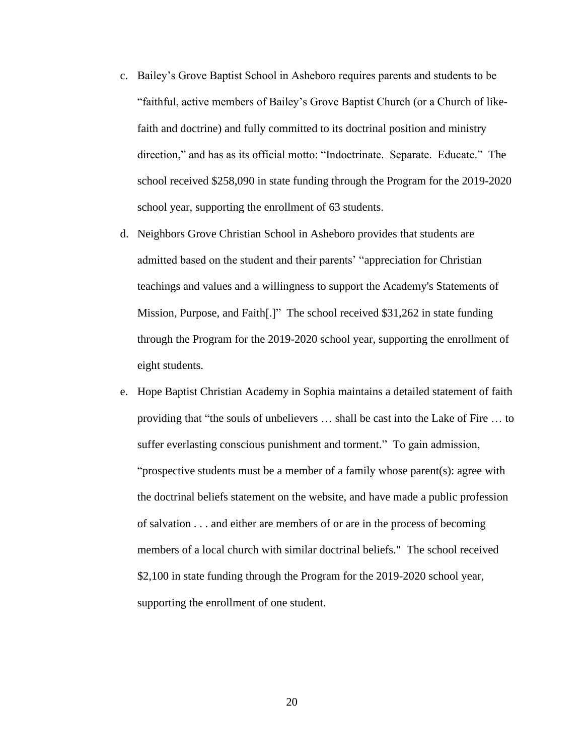c. Bailey's Grove Baptist School in Asheboro requires parents and students to be "faithful, active members of Bailey's Grove Baptist Church (or a Church of like-faith and doctrine) and fully committed to its doctrinal position and ministry direction," and has as its official motto: "Indoctrinate. Separate. Educate." The school received $258,090 in state funding through the Program for the 2019-2020 school year, supporting the enrollment of 63 students.

d. Neighbors Grove Christian School in Asheboro provides that students are admitted based on the student and their parents' "appreciation for Christian teachings and values and a willingness to support the Academy's Statements of Mission, Purpose, and Faith[.]" The school received $31,262 in state funding through the Program for the 2019-2020 school year, supporting the enrollment of eight students.

e. Hope Baptist Christian Academy in Sophia maintains a detailed statement of faith providing that "the souls of unbelievers … shall be cast into the Lake of Fire … to suffer everlasting conscious punishment and torment." To gain admission, "prospective students must be a member of a family whose parent(s): agree with the doctrinal beliefs statement on the website, and have made a public profession of salvation . . . and either are members of or are in the process of becoming members of a local church with similar doctrinal beliefs." The school received $2,100 in state funding through the Program for the 2019-2020 school year, supporting the enrollment of one student.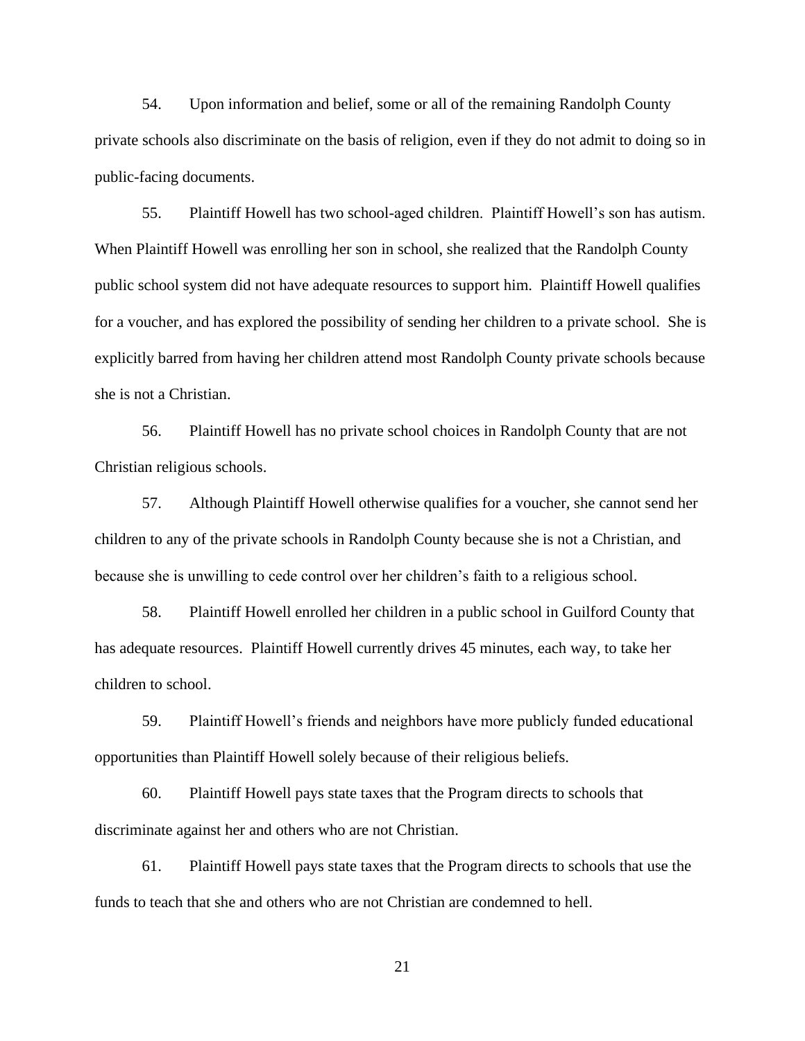54. Upon information and belief, some or all of the remaining Randolph County private schools also discriminate on the basis of religion, even if they do not admit to doing so in public-facing documents.

55. Plaintiff Howell has two school-aged children. Plaintiff Howell's son has autism. When Plaintiff Howell was enrolling her son in school, she realized that the Randolph County public school system did not have adequate resources to support him. Plaintiff Howell qualifies for a voucher, and has explored the possibility of sending her children to a private school. She is explicitly barred from having her children attend most Randolph County private schools because she is not a Christian.

56. Plaintiff Howell has no private school choices in Randolph County that are not Christian religious schools.

57. Although Plaintiff Howell otherwise qualifies for a voucher, she cannot send her children to any of the private schools in Randolph County because she is not a Christian, and because she is unwilling to cede control over her children's faith to a religious school.

58. Plaintiff Howell enrolled her children in a public school in Guilford County that has adequate resources. Plaintiff Howell currently drives 45 minutes, each way, to take her children to school.

59. Plaintiff Howell's friends and neighbors have more publicly funded educational opportunities than Plaintiff Howell solely because of their religious beliefs.

60. Plaintiff Howell pays state taxes that the Program directs to schools that discriminate against her and others who are not Christian.

61. Plaintiff Howell pays state taxes that the Program directs to schools that use the funds to teach that she and others who are not Christian are condemned to hell.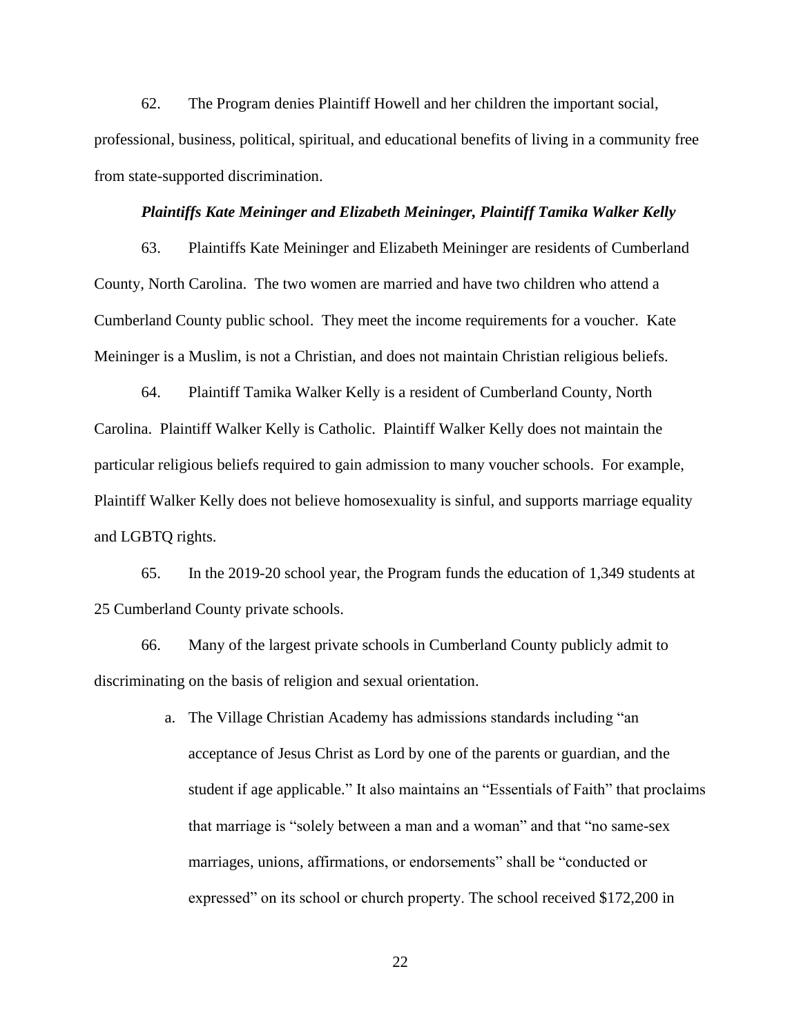62. The Program denies Plaintiff Howell and her children the important social, professional, business, political, spiritual, and educational benefits of living in a community free from state-supported discrimination.

***Plaintiffs Kate Meininger and Elizabeth Meininger, Plaintiff Tamika Walker Kelly***

63. Plaintiffs Kate Meininger and Elizabeth Meininger are residents of Cumberland County, North Carolina. The two women are married and have two children who attend a Cumberland County public school. They meet the income requirements for a voucher. Kate Meininger is a Muslim, is not a Christian, and does not maintain Christian religious beliefs.

64. Plaintiff Tamika Walker Kelly is a resident of Cumberland County, North Carolina. Plaintiff Walker Kelly is Catholic. Plaintiff Walker Kelly does not maintain the particular religious beliefs required to gain admission to many voucher schools. For example, Plaintiff Walker Kelly does not believe homosexuality is sinful, and supports marriage equality and LGBTQ rights.

65. In the 2019-20 school year, the Program funds the education of 1,349 students at 25 Cumberland County private schools.

66. Many of the largest private schools in Cumberland County publicly admit to discriminating on the basis of religion and sexual orientation.

a. The Village Christian Academy has admissions standards including "an acceptance of Jesus Christ as Lord by one of the parents or guardian, and the student if age applicable." It also maintains an "Essentials of Faith" that proclaims that marriage is "solely between a man and a woman" and that "no same-sex marriages, unions, affirmations, or endorsements" shall be "conducted or expressed" on its school or church property. The school received $172,200 in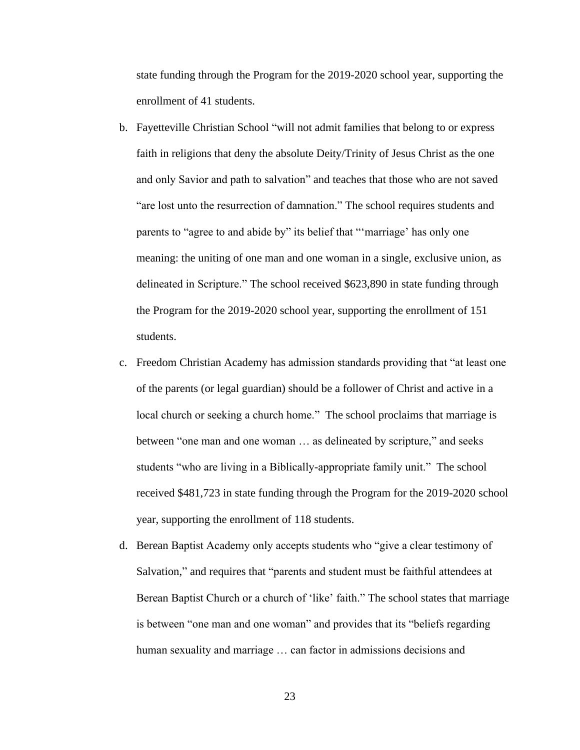state funding through the Program for the 2019-2020 school year, supporting the enrollment of 41 students.

b. Fayetteville Christian School "will not admit families that belong to or express faith in religions that deny the absolute Deity/Trinity of Jesus Christ as the one and only Savior and path to salvation" and teaches that those who are not saved "are lost unto the resurrection of damnation." The school requires students and parents to "agree to and abide by" its belief that "'marriage' has only one meaning: the uniting of one man and one woman in a single, exclusive union, as delineated in Scripture." The school received $623,890 in state funding through the Program for the 2019-2020 school year, supporting the enrollment of 151 students.

c. Freedom Christian Academy has admission standards providing that "at least one of the parents (or legal guardian) should be a follower of Christ and active in a local church or seeking a church home." The school proclaims that marriage is between "one man and one woman … as delineated by scripture," and seeks students "who are living in a Biblically-appropriate family unit." The school received $481,723 in state funding through the Program for the 2019-2020 school year, supporting the enrollment of 118 students.

d. Berean Baptist Academy only accepts students who "give a clear testimony of Salvation," and requires that "parents and student must be faithful attendees at Berean Baptist Church or a church of 'like' faith." The school states that marriage is between "one man and one woman" and provides that its "beliefs regarding human sexuality and marriage … can factor in admissions decisions and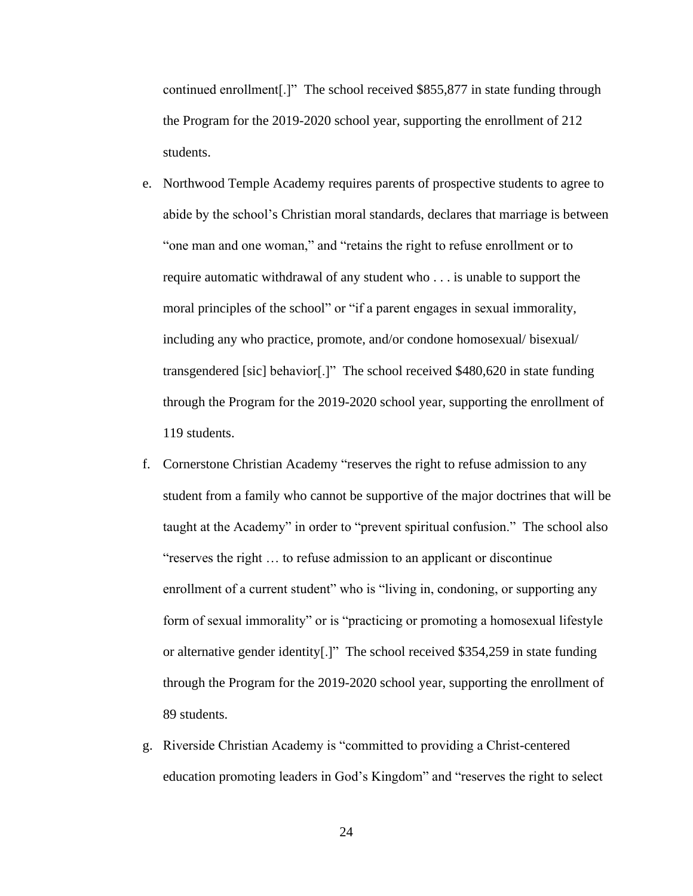continued enrollment[.]" The school received $855,877 in state funding through the Program for the 2019-2020 school year, supporting the enrollment of 212 students.

e. Northwood Temple Academy requires parents of prospective students to agree to abide by the school's Christian moral standards, declares that marriage is between "one man and one woman," and "retains the right to refuse enrollment or to require automatic withdrawal of any student who . . . is unable to support the moral principles of the school" or "if a parent engages in sexual immorality, including any who practice, promote, and/or condone homosexual/ bisexual/ transgendered [sic] behavior[.]" The school received $480,620 in state funding through the Program for the 2019-2020 school year, supporting the enrollment of 119 students.

f. Cornerstone Christian Academy "reserves the right to refuse admission to any student from a family who cannot be supportive of the major doctrines that will be taught at the Academy" in order to "prevent spiritual confusion." The school also "reserves the right … to refuse admission to an applicant or discontinue enrollment of a current student" who is "living in, condoning, or supporting any form of sexual immorality" or is "practicing or promoting a homosexual lifestyle or alternative gender identity[.]" The school received $354,259 in state funding through the Program for the 2019-2020 school year, supporting the enrollment of 89 students.

g. Riverside Christian Academy is "committed to providing a Christ-centered education promoting leaders in God's Kingdom" and "reserves the right to select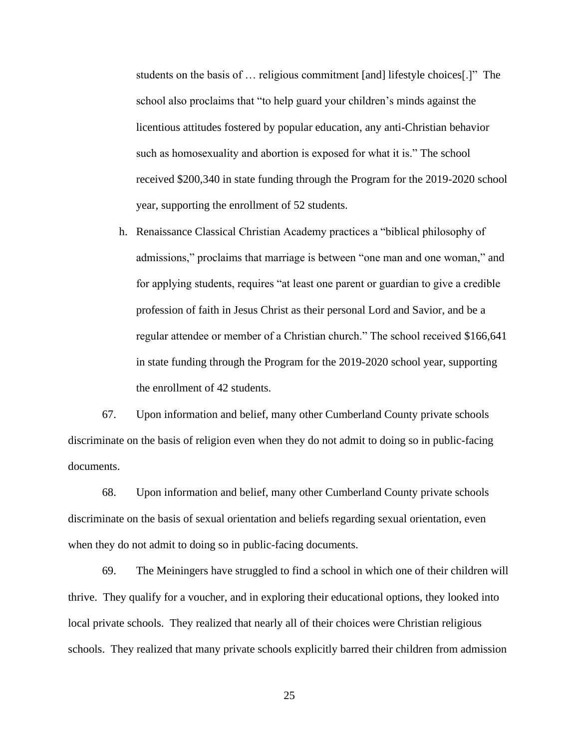students on the basis of … religious commitment [and] lifestyle choices[.]" The school also proclaims that "to help guard your children's minds against the licentious attitudes fostered by popular education, any anti-Christian behavior such as homosexuality and abortion is exposed for what it is." The school received $200,340 in state funding through the Program for the 2019-2020 school year, supporting the enrollment of 52 students.

h. Renaissance Classical Christian Academy practices a "biblical philosophy of admissions," proclaims that marriage is between "one man and one woman," and for applying students, requires "at least one parent or guardian to give a credible profession of faith in Jesus Christ as their personal Lord and Savior, and be a regular attendee or member of a Christian church." The school received $166,641 in state funding through the Program for the 2019-2020 school year, supporting the enrollment of 42 students.

67. Upon information and belief, many other Cumberland County private schools discriminate on the basis of religion even when they do not admit to doing so in public-facing documents.

68. Upon information and belief, many other Cumberland County private schools discriminate on the basis of sexual orientation and beliefs regarding sexual orientation, even when they do not admit to doing so in public-facing documents.

69. The Meiningers have struggled to find a school in which one of their children will thrive. They qualify for a voucher, and in exploring their educational options, they looked into local private schools. They realized that nearly all of their choices were Christian religious schools. They realized that many private schools explicitly barred their children from admission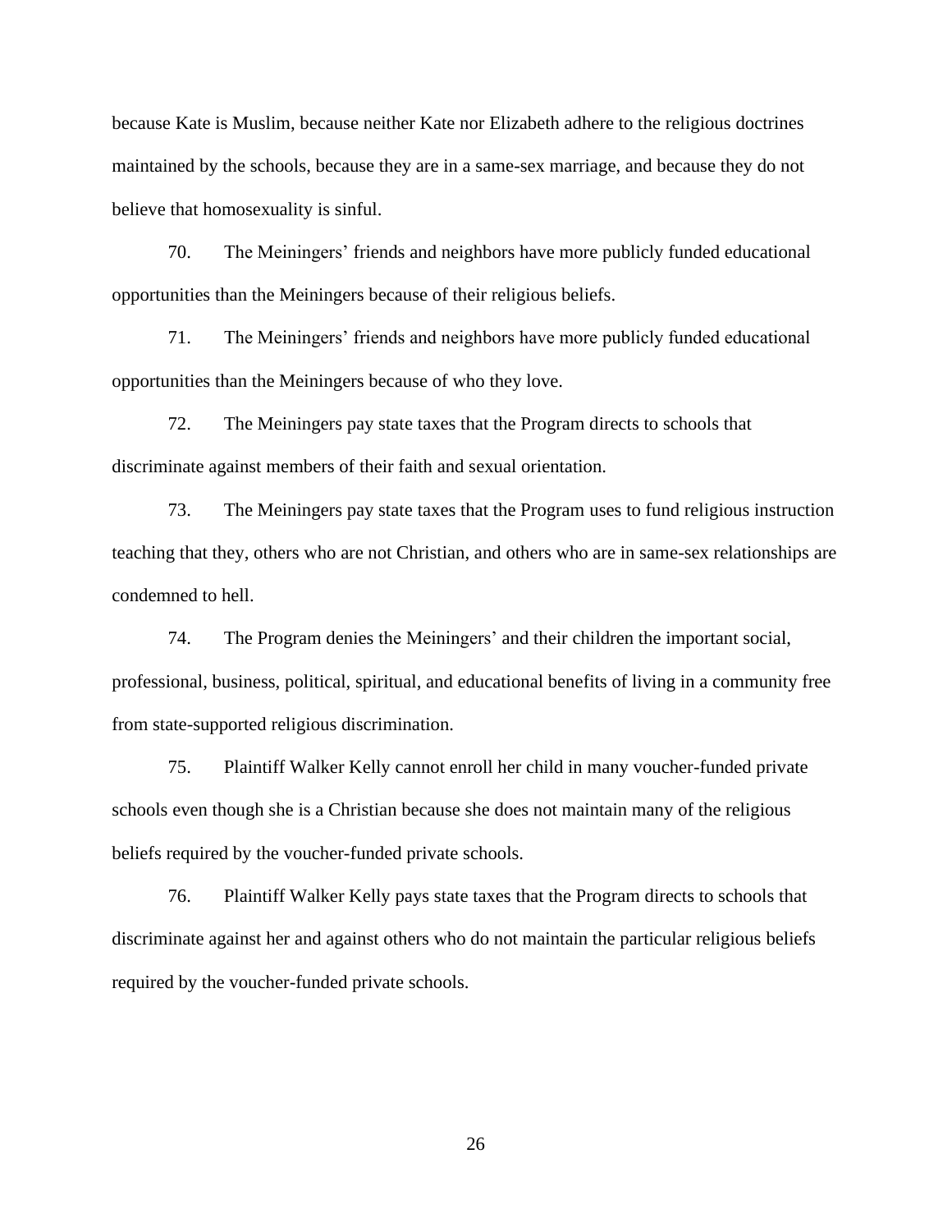because Kate is Muslim, because neither Kate nor Elizabeth adhere to the religious doctrines maintained by the schools, because they are in a same-sex marriage, and because they do not believe that homosexuality is sinful.

70. The Meiningers' friends and neighbors have more publicly funded educational opportunities than the Meiningers because of their religious beliefs.

71. The Meiningers' friends and neighbors have more publicly funded educational opportunities than the Meiningers because of who they love.

72. The Meiningers pay state taxes that the Program directs to schools that discriminate against members of their faith and sexual orientation.

73. The Meiningers pay state taxes that the Program uses to fund religious instruction teaching that they, others who are not Christian, and others who are in same-sex relationships are condemned to hell.

74. The Program denies the Meiningers' and their children the important social, professional, business, political, spiritual, and educational benefits of living in a community free from state-supported religious discrimination.

75. Plaintiff Walker Kelly cannot enroll her child in many voucher-funded private schools even though she is a Christian because she does not maintain many of the religious beliefs required by the voucher-funded private schools.

76. Plaintiff Walker Kelly pays state taxes that the Program directs to schools that discriminate against her and against others who do not maintain the particular religious beliefs required by the voucher-funded private schools.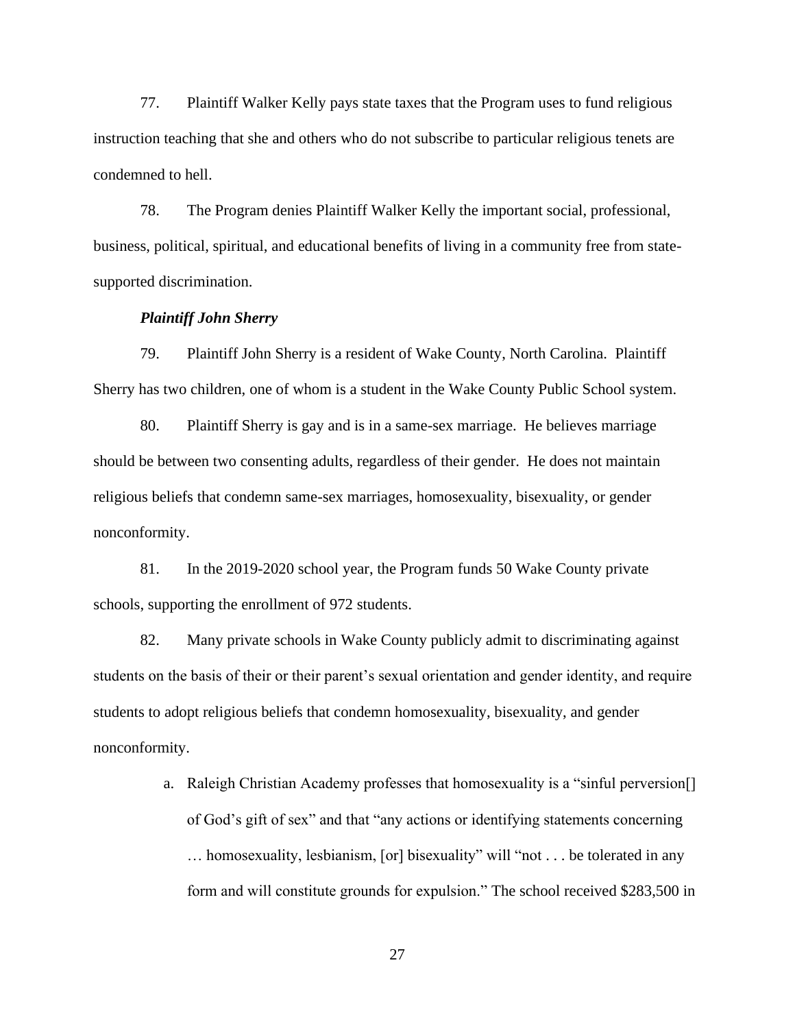77. Plaintiff Walker Kelly pays state taxes that the Program uses to fund religious instruction teaching that she and others who do not subscribe to particular religious tenets are condemned to hell.

78. The Program denies Plaintiff Walker Kelly the important social, professional, business, political, spiritual, and educational benefits of living in a community free from state-supported discrimination.

***Plaintiff John Sherry***

79. Plaintiff John Sherry is a resident of Wake County, North Carolina. Plaintiff Sherry has two children, one of whom is a student in the Wake County Public School system.

80. Plaintiff Sherry is gay and is in a same-sex marriage. He believes marriage should be between two consenting adults, regardless of their gender. He does not maintain religious beliefs that condemn same-sex marriages, homosexuality, bisexuality, or gender nonconformity.

81. In the 2019-2020 school year, the Program funds 50 Wake County private schools, supporting the enrollment of 972 students.

82. Many private schools in Wake County publicly admit to discriminating against students on the basis of their or their parent's sexual orientation and gender identity, and require students to adopt religious beliefs that condemn homosexuality, bisexuality, and gender nonconformity.

a. Raleigh Christian Academy professes that homosexuality is a "sinful perversion[] of God's gift of sex" and that "any actions or identifying statements concerning … homosexuality, lesbianism, [or] bisexuality" will "not . . . be tolerated in any form and will constitute grounds for expulsion." The school received $283,500 in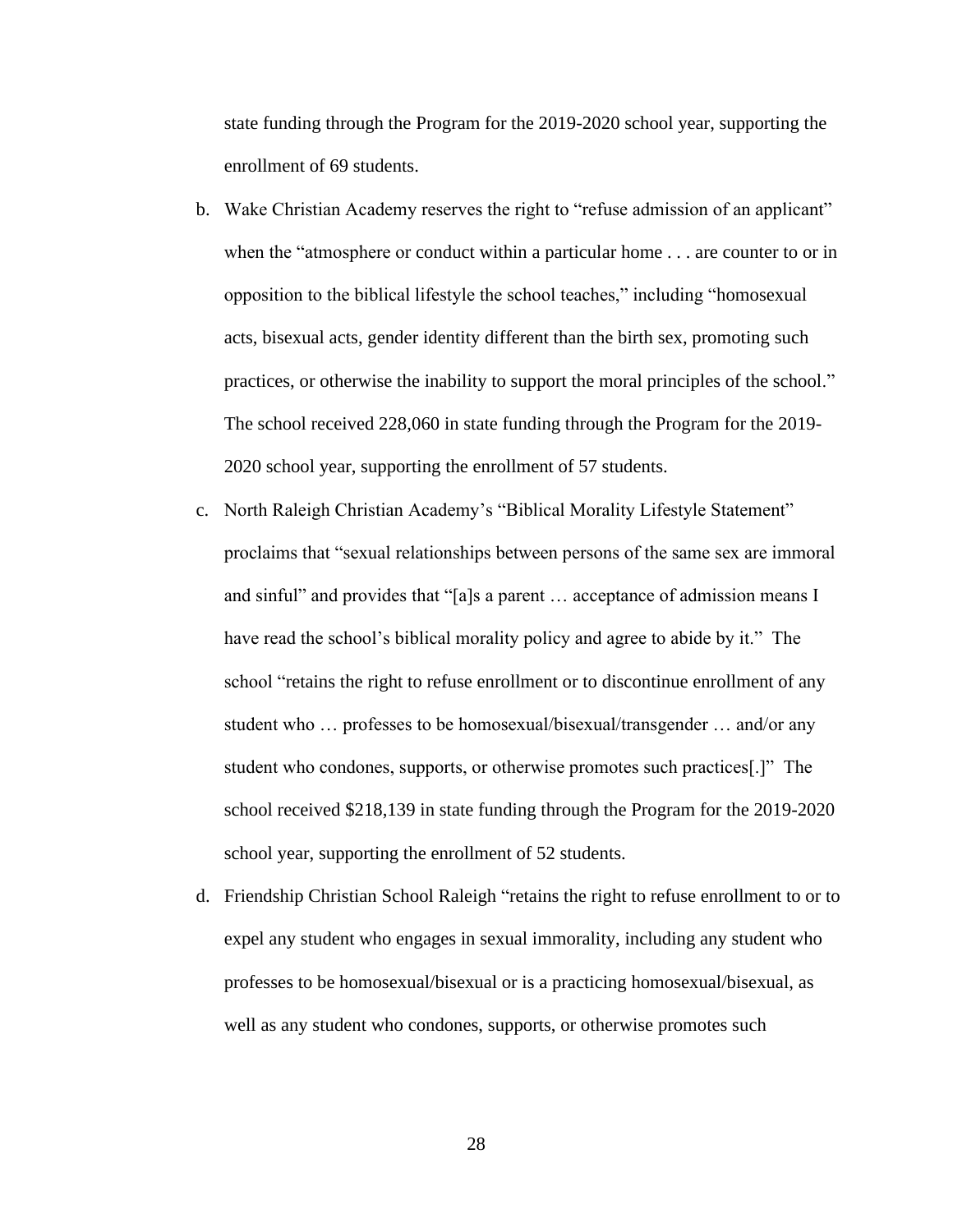state funding through the Program for the 2019-2020 school year, supporting the enrollment of 69 students.

b. Wake Christian Academy reserves the right to "refuse admission of an applicant" when the "atmosphere or conduct within a particular home . . . are counter to or in opposition to the biblical lifestyle the school teaches," including "homosexual acts, bisexual acts, gender identity different than the birth sex, promoting such practices, or otherwise the inability to support the moral principles of the school." The school received 228,060 in state funding through the Program for the 2019-2020 school year, supporting the enrollment of 57 students.

c. North Raleigh Christian Academy's "Biblical Morality Lifestyle Statement" proclaims that "sexual relationships between persons of the same sex are immoral and sinful" and provides that "[a]s a parent … acceptance of admission means I have read the school's biblical morality policy and agree to abide by it." The school "retains the right to refuse enrollment or to discontinue enrollment of any student who … professes to be homosexual/bisexual/transgender … and/or any student who condones, supports, or otherwise promotes such practices[.]" The school received $218,139 in state funding through the Program for the 2019-2020 school year, supporting the enrollment of 52 students.

d. Friendship Christian School Raleigh "retains the right to refuse enrollment to or to expel any student who engages in sexual immorality, including any student who professes to be homosexual/bisexual or is a practicing homosexual/bisexual, as well as any student who condones, supports, or otherwise promotes such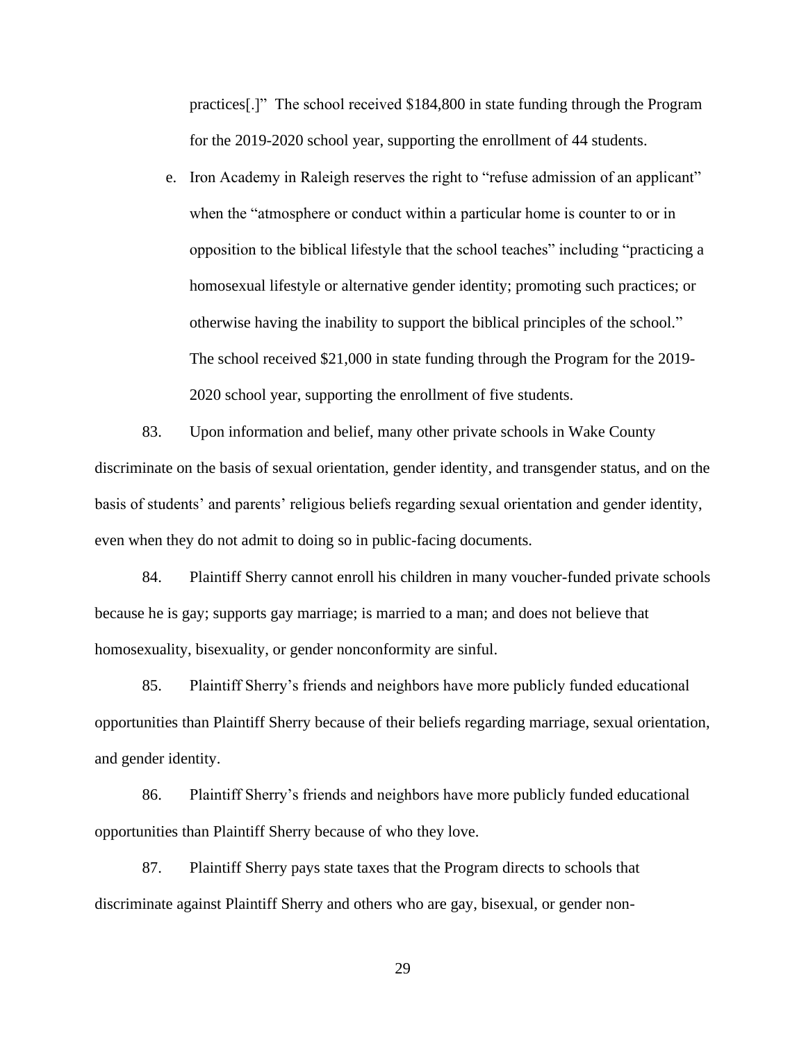practices[.]" The school received $184,800 in state funding through the Program for the 2019-2020 school year, supporting the enrollment of 44 students.

e. Iron Academy in Raleigh reserves the right to "refuse admission of an applicant" when the "atmosphere or conduct within a particular home is counter to or in opposition to the biblical lifestyle that the school teaches" including "practicing a homosexual lifestyle or alternative gender identity; promoting such practices; or otherwise having the inability to support the biblical principles of the school." The school received $21,000 in state funding through the Program for the 2019-2020 school year, supporting the enrollment of five students.

83. Upon information and belief, many other private schools in Wake County discriminate on the basis of sexual orientation, gender identity, and transgender status, and on the basis of students' and parents' religious beliefs regarding sexual orientation and gender identity, even when they do not admit to doing so in public-facing documents.

84. Plaintiff Sherry cannot enroll his children in many voucher-funded private schools because he is gay; supports gay marriage; is married to a man; and does not believe that homosexuality, bisexuality, or gender nonconformity are sinful.

85. Plaintiff Sherry's friends and neighbors have more publicly funded educational opportunities than Plaintiff Sherry because of their beliefs regarding marriage, sexual orientation, and gender identity.

86. Plaintiff Sherry's friends and neighbors have more publicly funded educational opportunities than Plaintiff Sherry because of who they love.

87. Plaintiff Sherry pays state taxes that the Program directs to schools that discriminate against Plaintiff Sherry and others who are gay, bisexual, or gender non-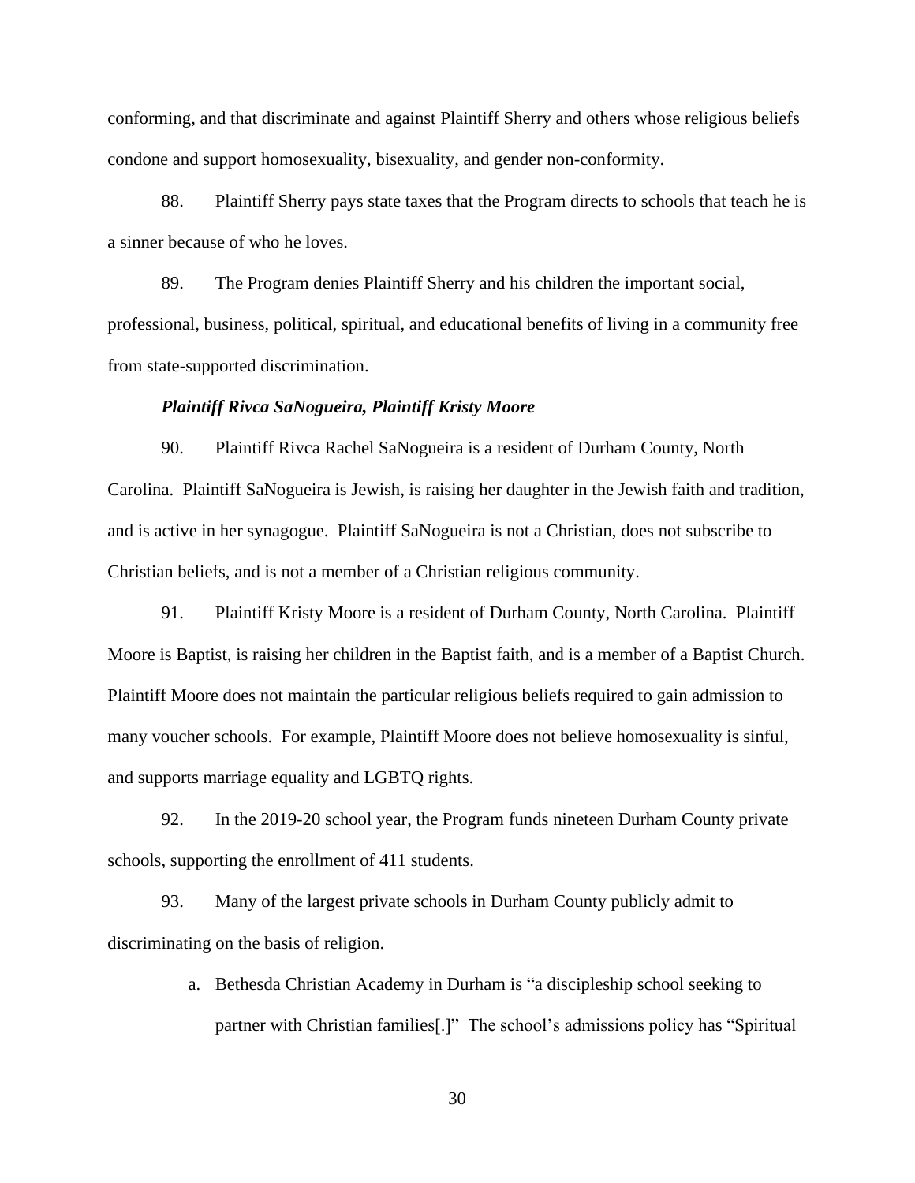conforming, and that discriminate and against Plaintiff Sherry and others whose religious beliefs condone and support homosexuality, bisexuality, and gender non-conformity.

88. Plaintiff Sherry pays state taxes that the Program directs to schools that teach he is a sinner because of who he loves.

89. The Program denies Plaintiff Sherry and his children the important social, professional, business, political, spiritual, and educational benefits of living in a community free from state-supported discrimination.

***Plaintiff Rivca SaNogueira, Plaintiff Kristy Moore***

90. Plaintiff Rivca Rachel SaNogueira is a resident of Durham County, North Carolina. Plaintiff SaNogueira is Jewish, is raising her daughter in the Jewish faith and tradition, and is active in her synagogue. Plaintiff SaNogueira is not a Christian, does not subscribe to Christian beliefs, and is not a member of a Christian religious community.

91. Plaintiff Kristy Moore is a resident of Durham County, North Carolina. Plaintiff Moore is Baptist, is raising her children in the Baptist faith, and is a member of a Baptist Church. Plaintiff Moore does not maintain the particular religious beliefs required to gain admission to many voucher schools. For example, Plaintiff Moore does not believe homosexuality is sinful, and supports marriage equality and LGBTQ rights.

92. In the 2019-20 school year, the Program funds nineteen Durham County private schools, supporting the enrollment of 411 students.

93. Many of the largest private schools in Durham County publicly admit to discriminating on the basis of religion.

a. Bethesda Christian Academy in Durham is "a discipleship school seeking to partner with Christian families[.]" The school's admissions policy has "Spiritual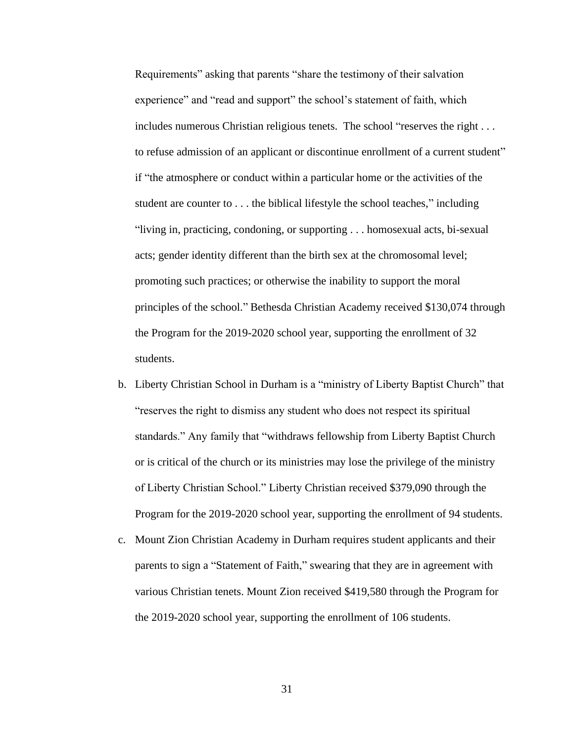Requirements" asking that parents "share the testimony of their salvation experience" and "read and support" the school's statement of faith, which includes numerous Christian religious tenets. The school "reserves the right . . . to refuse admission of an applicant or discontinue enrollment of a current student" if "the atmosphere or conduct within a particular home or the activities of the student are counter to . . . the biblical lifestyle the school teaches," including "living in, practicing, condoning, or supporting . . . homosexual acts, bi-sexual acts; gender identity different than the birth sex at the chromosomal level; promoting such practices; or otherwise the inability to support the moral principles of the school." Bethesda Christian Academy received $130,074 through the Program for the 2019-2020 school year, supporting the enrollment of 32 students.

b. Liberty Christian School in Durham is a "ministry of Liberty Baptist Church" that "reserves the right to dismiss any student who does not respect its spiritual standards." Any family that "withdraws fellowship from Liberty Baptist Church or is critical of the church or its ministries may lose the privilege of the ministry of Liberty Christian School." Liberty Christian received $379,090 through the Program for the 2019-2020 school year, supporting the enrollment of 94 students.

c. Mount Zion Christian Academy in Durham requires student applicants and their parents to sign a "Statement of Faith," swearing that they are in agreement with various Christian tenets. Mount Zion received $419,580 through the Program for the 2019-2020 school year, supporting the enrollment of 106 students.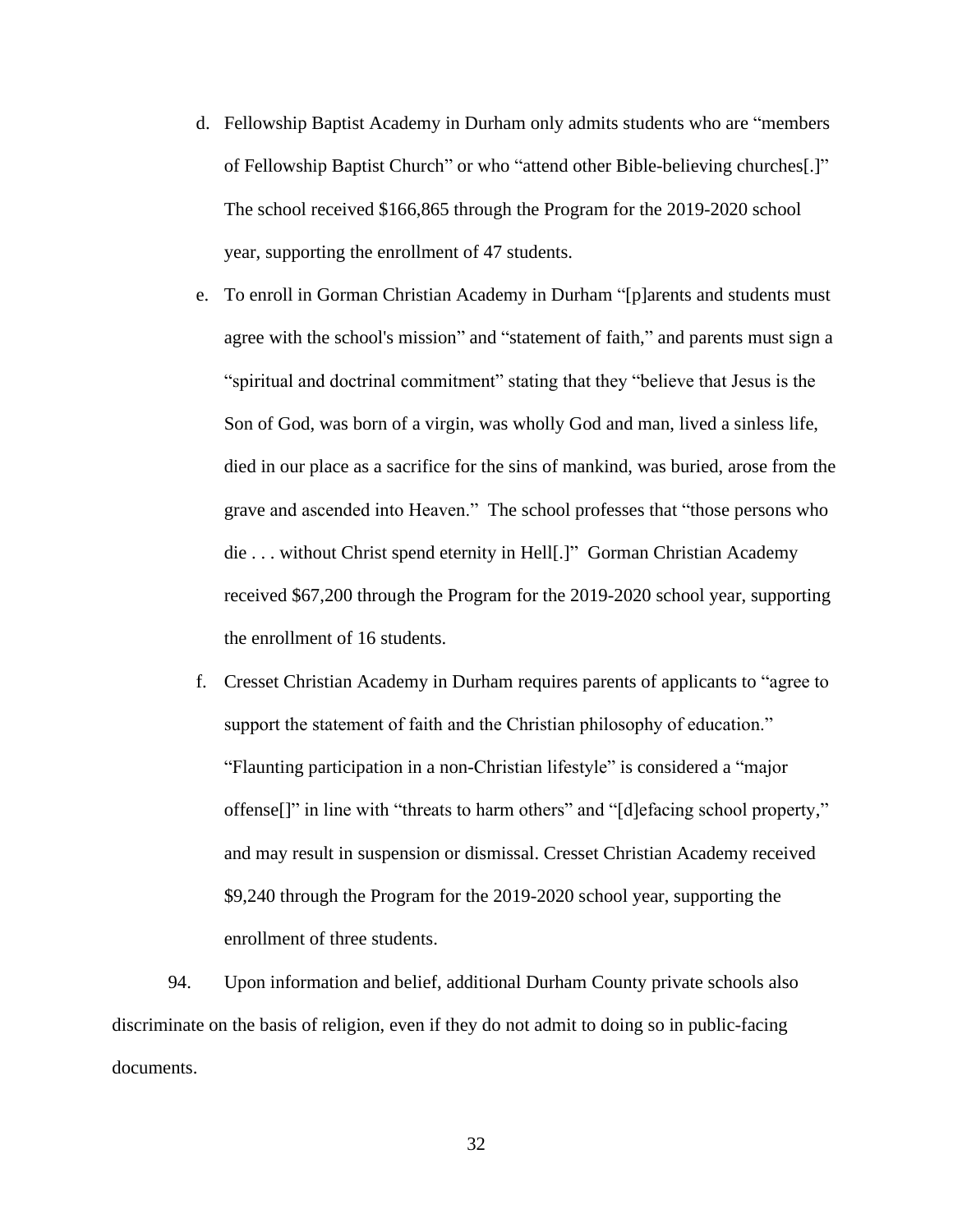d. Fellowship Baptist Academy in Durham only admits students who are "members of Fellowship Baptist Church" or who "attend other Bible-believing churches[.]" The school received $166,865 through the Program for the 2019-2020 school year, supporting the enrollment of 47 students.

e. To enroll in Gorman Christian Academy in Durham "[p]arents and students must agree with the school's mission" and "statement of faith," and parents must sign a "spiritual and doctrinal commitment" stating that they "believe that Jesus is the Son of God, was born of a virgin, was wholly God and man, lived a sinless life, died in our place as a sacrifice for the sins of mankind, was buried, arose from the grave and ascended into Heaven." The school professes that "those persons who die . . . without Christ spend eternity in Hell[.]" Gorman Christian Academy received $67,200 through the Program for the 2019-2020 school year, supporting the enrollment of 16 students.

f. Cresset Christian Academy in Durham requires parents of applicants to "agree to support the statement of faith and the Christian philosophy of education." "Flaunting participation in a non-Christian lifestyle" is considered a "major offense[]" in line with "threats to harm others" and "[d]efacing school property," and may result in suspension or dismissal. Cresset Christian Academy received $9,240 through the Program for the 2019-2020 school year, supporting the enrollment of three students.

94. Upon information and belief, additional Durham County private schools also discriminate on the basis of religion, even if they do not admit to doing so in public-facing documents.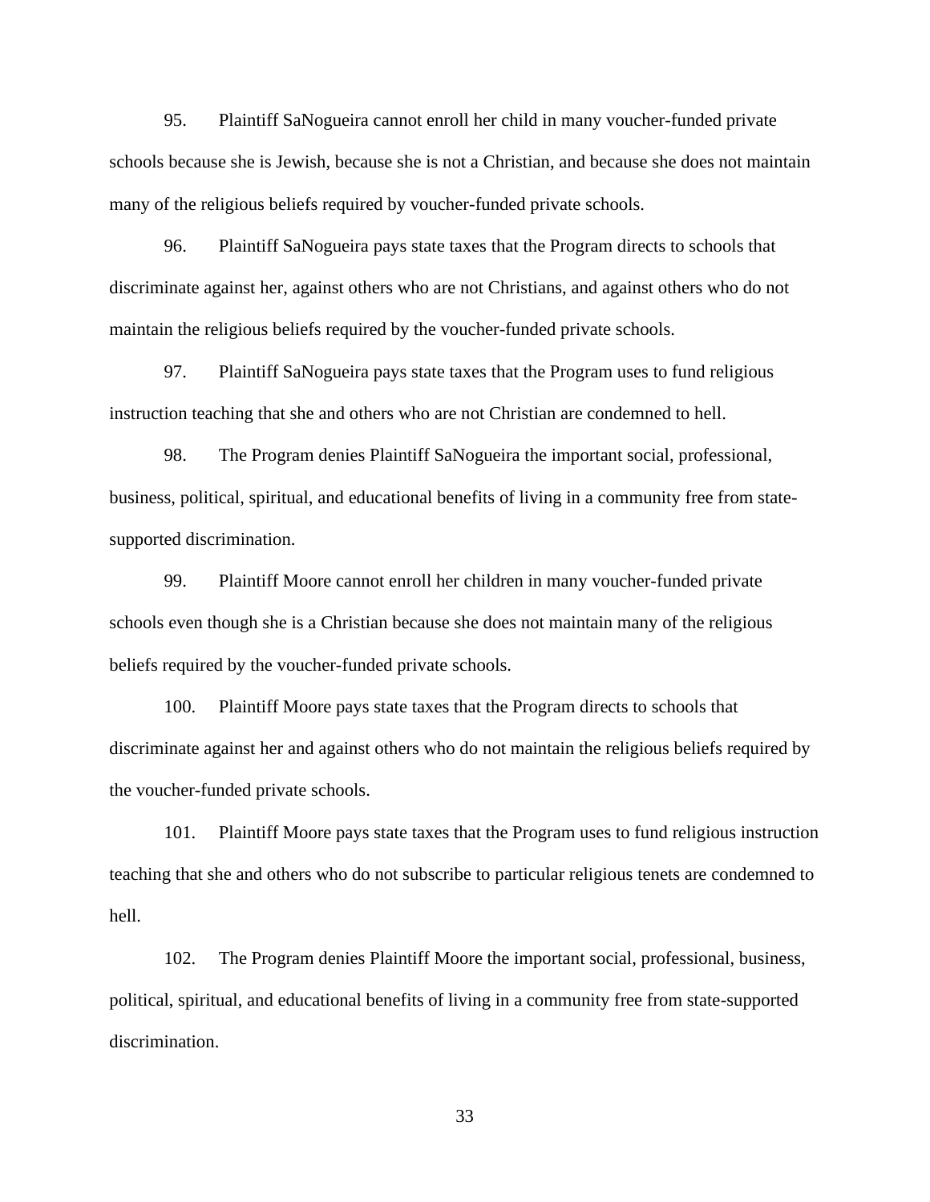95. Plaintiff SaNogueira cannot enroll her child in many voucher-funded private schools because she is Jewish, because she is not a Christian, and because she does not maintain many of the religious beliefs required by voucher-funded private schools.

96. Plaintiff SaNogueira pays state taxes that the Program directs to schools that discriminate against her, against others who are not Christians, and against others who do not maintain the religious beliefs required by the voucher-funded private schools.

97. Plaintiff SaNogueira pays state taxes that the Program uses to fund religious instruction teaching that she and others who are not Christian are condemned to hell.

98. The Program denies Plaintiff SaNogueira the important social, professional, business, political, spiritual, and educational benefits of living in a community free from state-supported discrimination.

99. Plaintiff Moore cannot enroll her children in many voucher-funded private schools even though she is a Christian because she does not maintain many of the religious beliefs required by the voucher-funded private schools.

100. Plaintiff Moore pays state taxes that the Program directs to schools that discriminate against her and against others who do not maintain the religious beliefs required by the voucher-funded private schools.

101. Plaintiff Moore pays state taxes that the Program uses to fund religious instruction teaching that she and others who do not subscribe to particular religious tenets are condemned to hell.

102. The Program denies Plaintiff Moore the important social, professional, business, political, spiritual, and educational benefits of living in a community free from state-supported discrimination.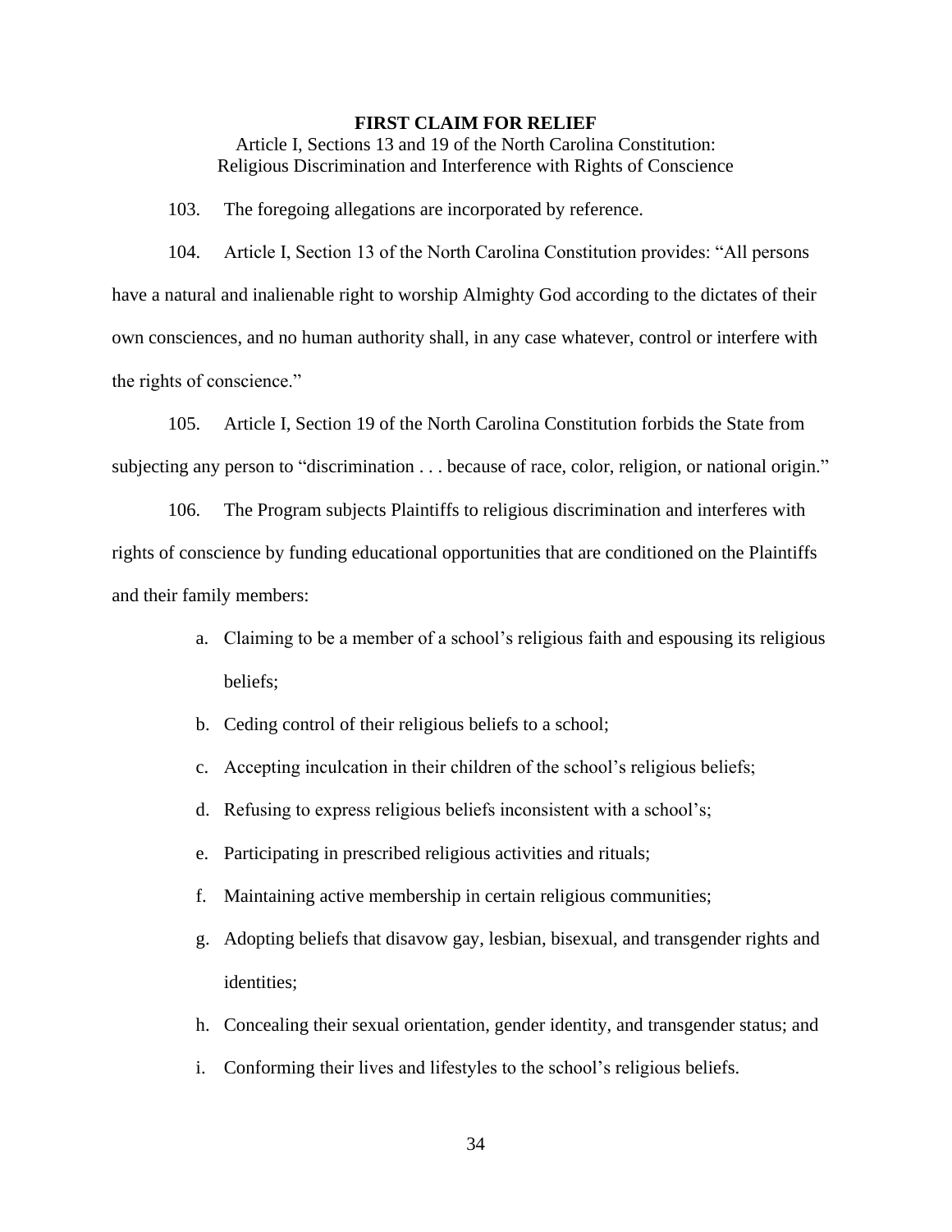**FIRST CLAIM FOR RELIEF**

Article I, Sections 13 and 19 of the North Carolina Constitution:
Religious Discrimination and Interference with Rights of Conscience

103. The foregoing allegations are incorporated by reference.

104. Article I, Section 13 of the North Carolina Constitution provides: "All persons have a natural and inalienable right to worship Almighty God according to the dictates of their own consciences, and no human authority shall, in any case whatever, control or interfere with the rights of conscience."

105. Article I, Section 19 of the North Carolina Constitution forbids the State from subjecting any person to "discrimination . . . because of race, color, religion, or national origin."

106. The Program subjects Plaintiffs to religious discrimination and interferes with rights of conscience by funding educational opportunities that are conditioned on the Plaintiffs and their family members:

a. Claiming to be a member of a school's religious faith and espousing its religious beliefs;
b. Ceding control of their religious beliefs to a school;
c. Accepting inculcation in their children of the school's religious beliefs;
d. Refusing to express religious beliefs inconsistent with a school's;
e. Participating in prescribed religious activities and rituals;
f. Maintaining active membership in certain religious communities;
g. Adopting beliefs that disavow gay, lesbian, bisexual, and transgender rights and identities;
h. Concealing their sexual orientation, gender identity, and transgender status; and
i. Conforming their lives and lifestyles to the school's religious beliefs.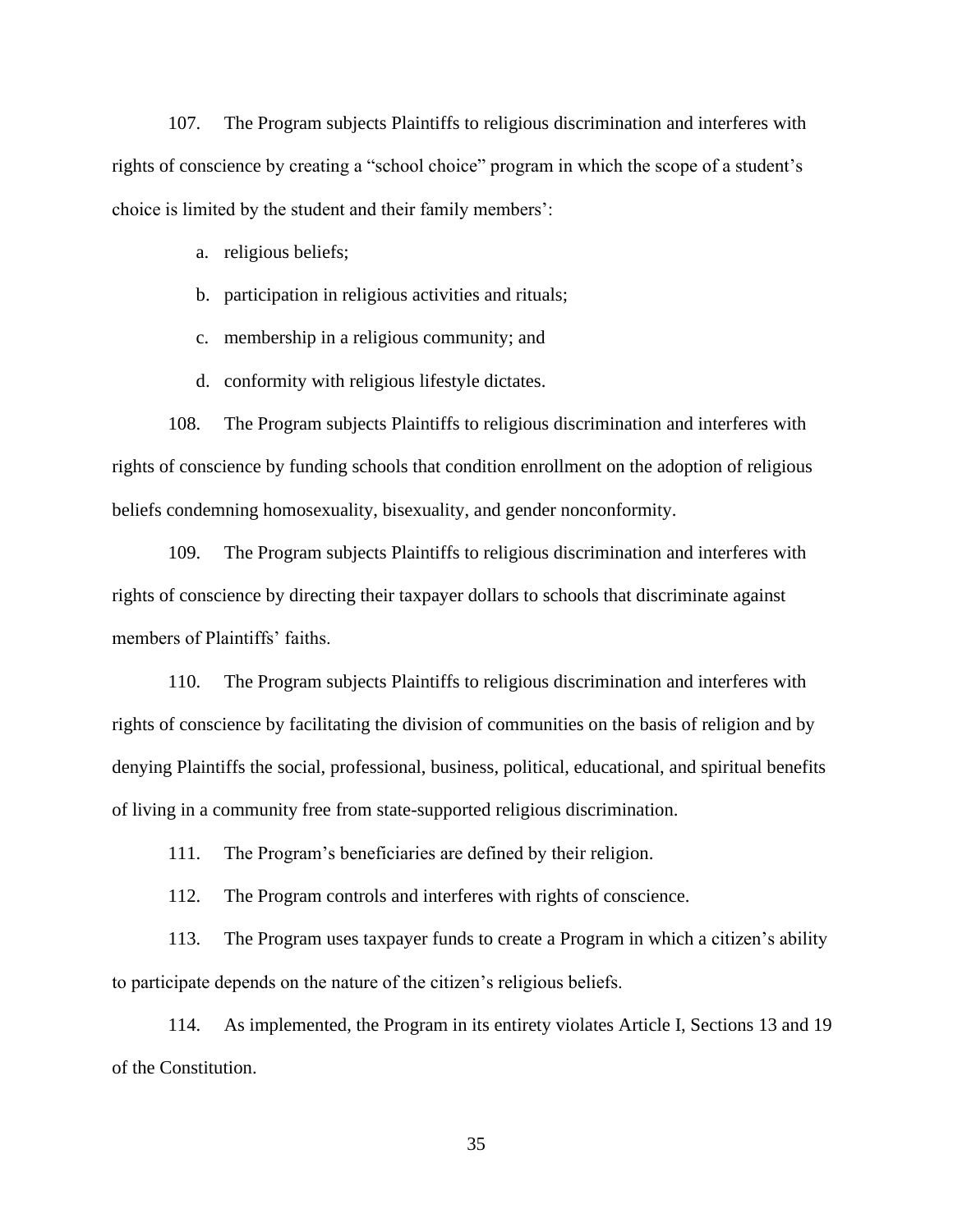107. The Program subjects Plaintiffs to religious discrimination and interferes with rights of conscience by creating a "school choice" program in which the scope of a student's choice is limited by the student and their family members':

a. religious beliefs;

b. participation in religious activities and rituals;

c. membership in a religious community; and

d. conformity with religious lifestyle dictates.

108. The Program subjects Plaintiffs to religious discrimination and interferes with rights of conscience by funding schools that condition enrollment on the adoption of religious beliefs condemning homosexuality, bisexuality, and gender nonconformity.

109. The Program subjects Plaintiffs to religious discrimination and interferes with rights of conscience by directing their taxpayer dollars to schools that discriminate against members of Plaintiffs' faiths.

110. The Program subjects Plaintiffs to religious discrimination and interferes with rights of conscience by facilitating the division of communities on the basis of religion and by denying Plaintiffs the social, professional, business, political, educational, and spiritual benefits of living in a community free from state-supported religious discrimination.

111. The Program's beneficiaries are defined by their religion.

112. The Program controls and interferes with rights of conscience.

113. The Program uses taxpayer funds to create a Program in which a citizen's ability to participate depends on the nature of the citizen's religious beliefs.

114. As implemented, the Program in its entirety violates Article I, Sections 13 and 19 of the Constitution.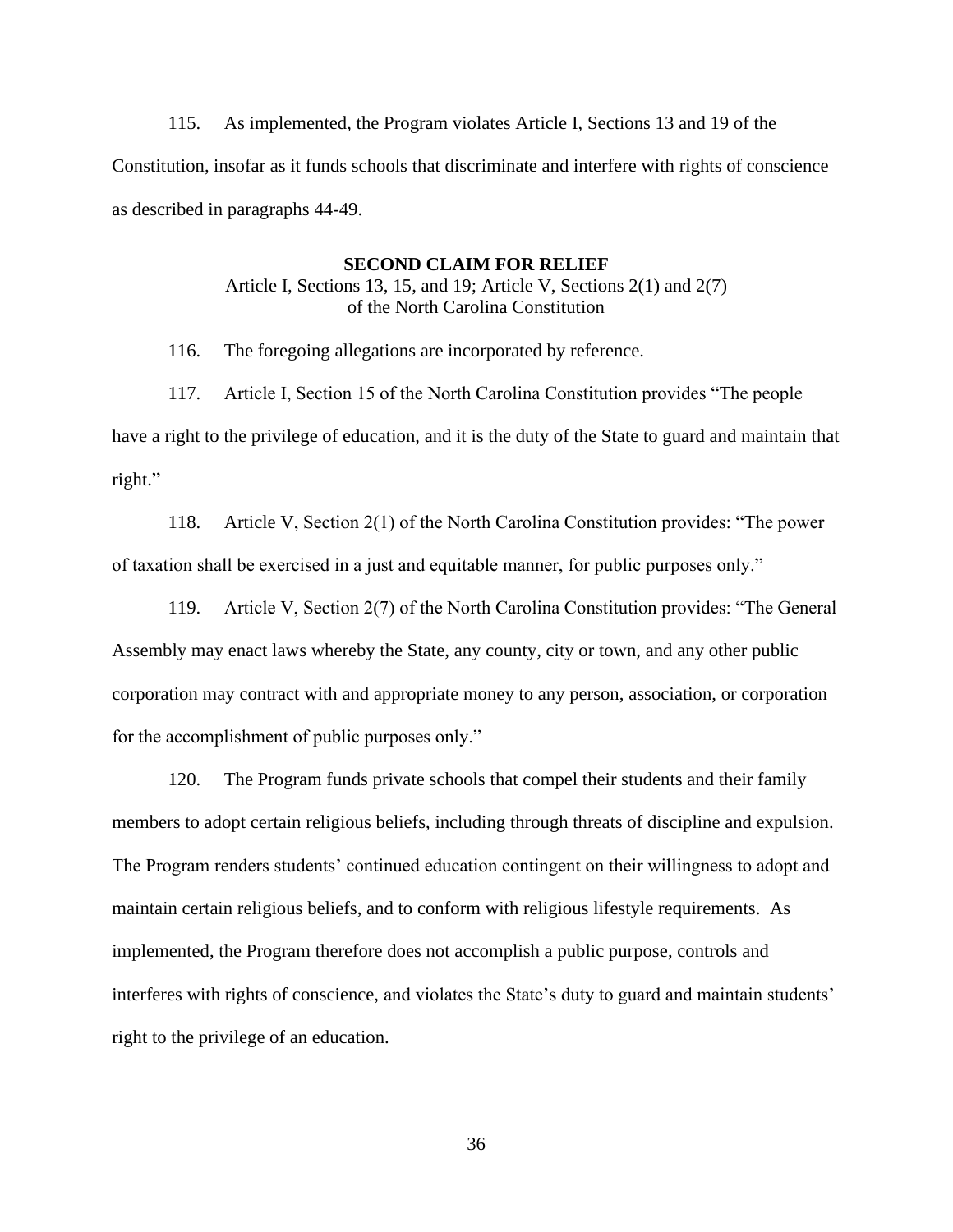115. As implemented, the Program violates Article I, Sections 13 and 19 of the Constitution, insofar as it funds schools that discriminate and interfere with rights of conscience as described in paragraphs 44-49.

**SECOND CLAIM FOR RELIEF**

Article I, Sections 13, 15, and 19; Article V, Sections 2(1) and 2(7) of the North Carolina Constitution

116. The foregoing allegations are incorporated by reference.

117. Article I, Section 15 of the North Carolina Constitution provides "The people have a right to the privilege of education, and it is the duty of the State to guard and maintain that right."

118. Article V, Section 2(1) of the North Carolina Constitution provides: "The power of taxation shall be exercised in a just and equitable manner, for public purposes only."

119. Article V, Section 2(7) of the North Carolina Constitution provides: "The General Assembly may enact laws whereby the State, any county, city or town, and any other public corporation may contract with and appropriate money to any person, association, or corporation for the accomplishment of public purposes only."

120. The Program funds private schools that compel their students and their family members to adopt certain religious beliefs, including through threats of discipline and expulsion. The Program renders students' continued education contingent on their willingness to adopt and maintain certain religious beliefs, and to conform with religious lifestyle requirements. As implemented, the Program therefore does not accomplish a public purpose, controls and interferes with rights of conscience, and violates the State's duty to guard and maintain students' right to the privilege of an education.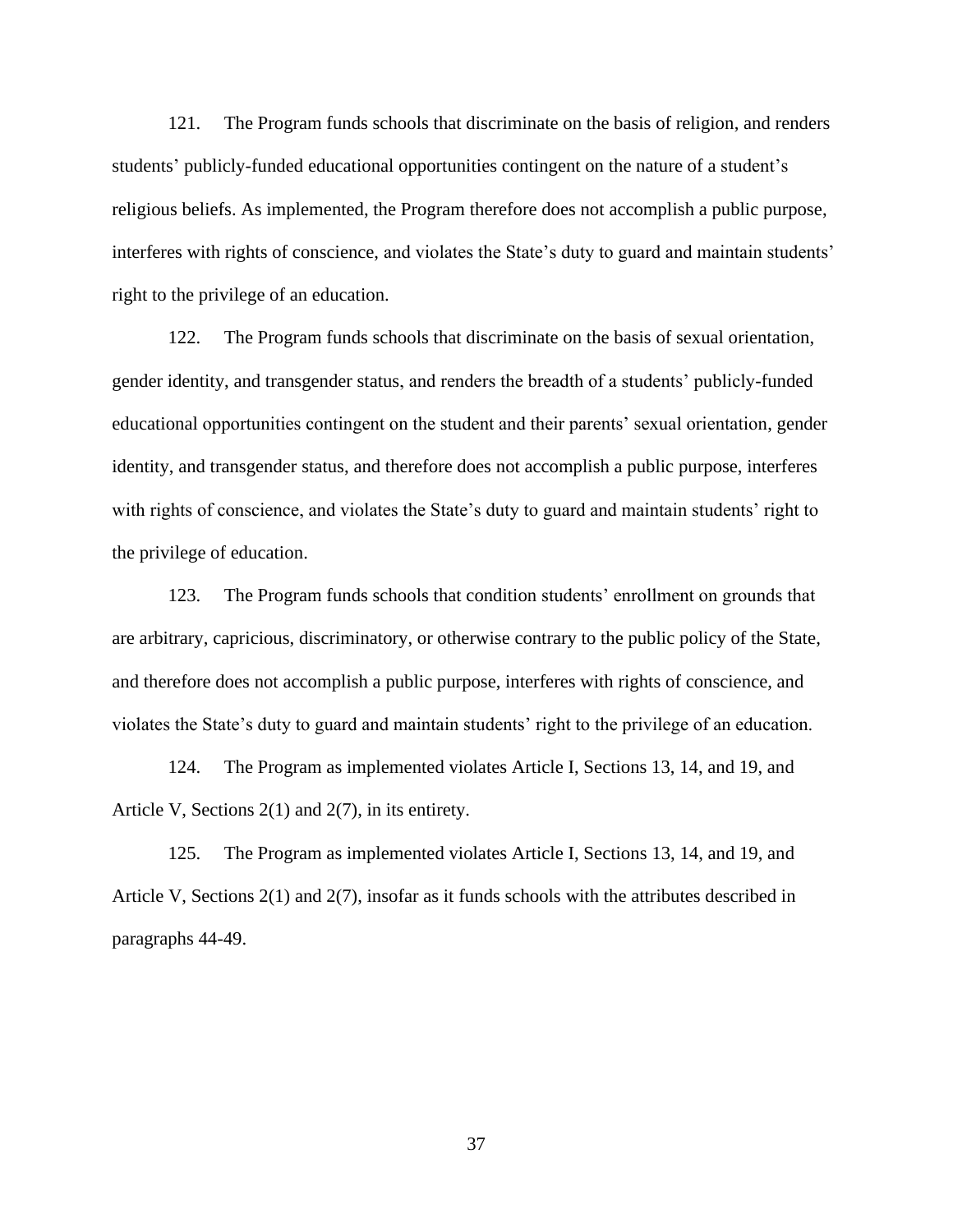121. The Program funds schools that discriminate on the basis of religion, and renders students' publicly-funded educational opportunities contingent on the nature of a student's religious beliefs. As implemented, the Program therefore does not accomplish a public purpose, interferes with rights of conscience, and violates the State's duty to guard and maintain students' right to the privilege of an education.

122. The Program funds schools that discriminate on the basis of sexual orientation, gender identity, and transgender status, and renders the breadth of a students' publicly-funded educational opportunities contingent on the student and their parents' sexual orientation, gender identity, and transgender status, and therefore does not accomplish a public purpose, interferes with rights of conscience, and violates the State's duty to guard and maintain students' right to the privilege of education.

123. The Program funds schools that condition students' enrollment on grounds that are arbitrary, capricious, discriminatory, or otherwise contrary to the public policy of the State, and therefore does not accomplish a public purpose, interferes with rights of conscience, and violates the State's duty to guard and maintain students' right to the privilege of an education.

124. The Program as implemented violates Article I, Sections 13, 14, and 19, and Article V, Sections 2(1) and 2(7), in its entirety.

125. The Program as implemented violates Article I, Sections 13, 14, and 19, and Article V, Sections 2(1) and 2(7), insofar as it funds schools with the attributes described in paragraphs 44-49.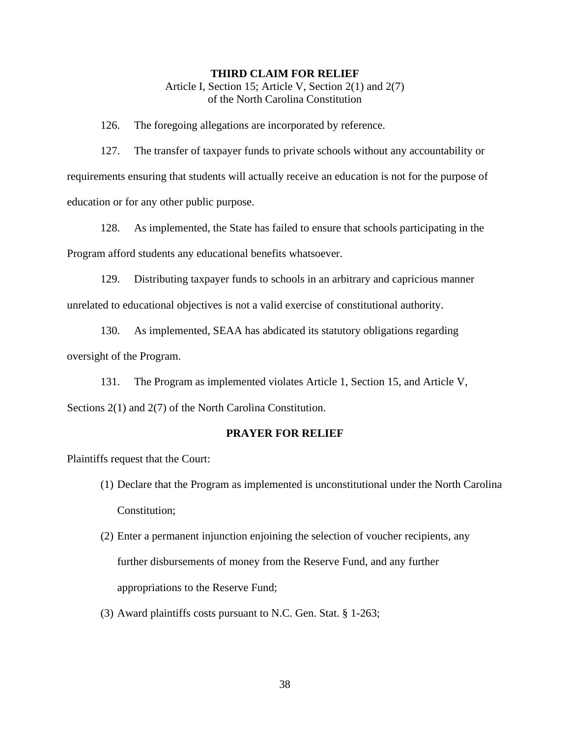**THIRD CLAIM FOR RELIEF**

Article I, Section 15; Article V, Section 2(1) and 2(7)
of the North Carolina Constitution

126. The foregoing allegations are incorporated by reference.

127. The transfer of taxpayer funds to private schools without any accountability or requirements ensuring that students will actually receive an education is not for the purpose of education or for any other public purpose.

128. As implemented, the State has failed to ensure that schools participating in the Program afford students any educational benefits whatsoever.

129. Distributing taxpayer funds to schools in an arbitrary and capricious manner unrelated to educational objectives is not a valid exercise of constitutional authority.

130. As implemented, SEAA has abdicated its statutory obligations regarding oversight of the Program.

131. The Program as implemented violates Article 1, Section 15, and Article V, Sections 2(1) and 2(7) of the North Carolina Constitution.

**PRAYER FOR RELIEF**

Plaintiffs request that the Court:

(1) Declare that the Program as implemented is unconstitutional under the North Carolina Constitution;

(2) Enter a permanent injunction enjoining the selection of voucher recipients, any further disbursements of money from the Reserve Fund, and any further appropriations to the Reserve Fund;

(3) Award plaintiffs costs pursuant to N.C. Gen. Stat. § 1-263;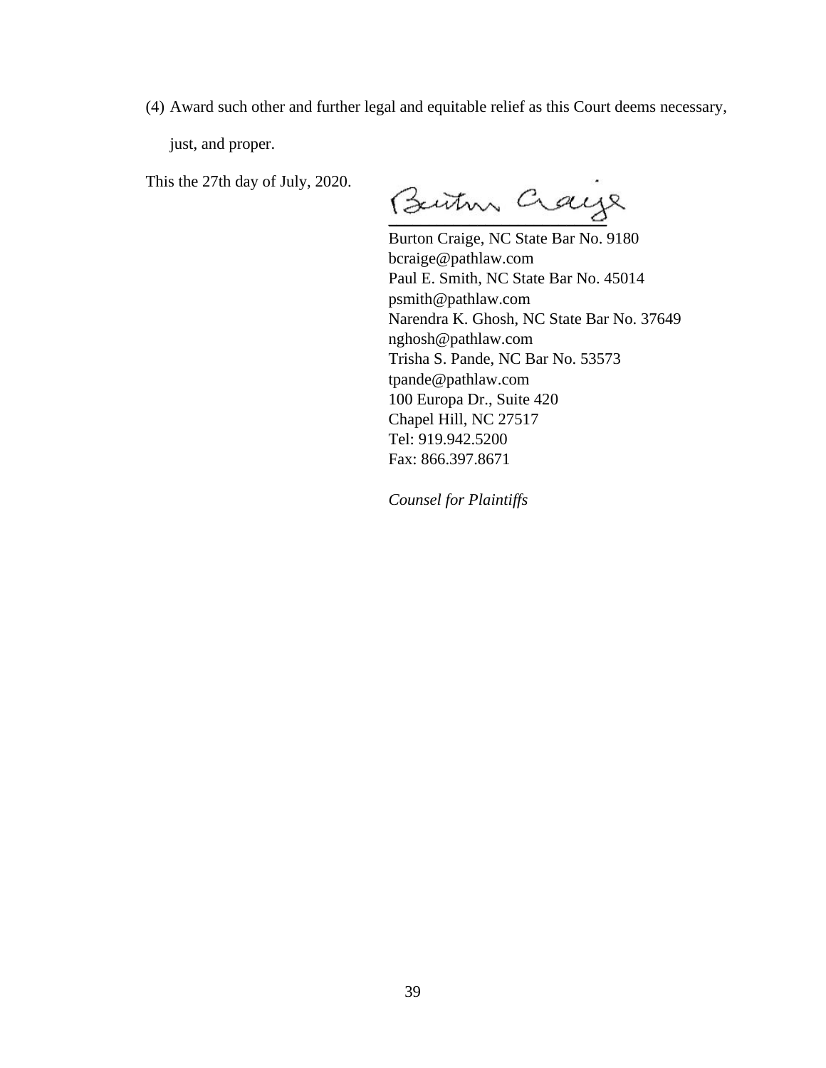(4) Award such other and further legal and equitable relief as this Court deems necessary, just, and proper.

This the 27th day of July, 2020.

Burton Craige, NC State Bar No. 9180
bcraige@pathlaw.com
Paul E. Smith, NC State Bar No. 45014
psmith@pathlaw.com
Narendra K. Ghosh, NC State Bar No. 37649
nghosh@pathlaw.com
Trisha S. Pande, NC Bar No. 53573
tpande@pathlaw.com
100 Europa Dr., Suite 420
Chapel Hill, NC 27517
Tel: 919.942.5200
Fax: 866.397.8671

*Counsel for Plaintiffs*